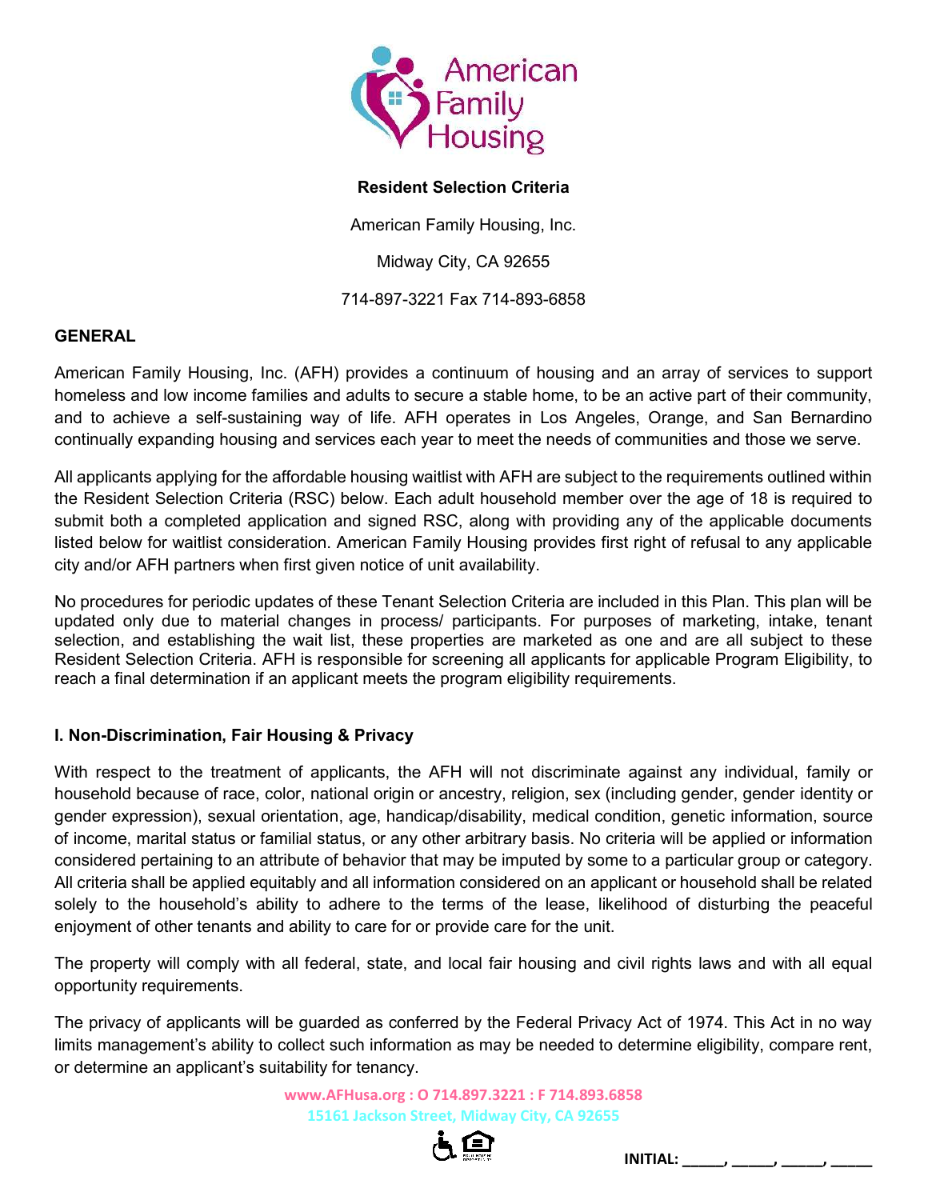**Resident Selection Criteria**

American Family Housing, Inc.

Midway City, CA 92655

714-897-3221 Fax 714-893-6858

## GENERAL

American Family Housing, Inc. (AFH) provides a continuum of housing and an array of services to support homeless and low income families and adults to secure a stable home, to be an active part of their community, and to achieve a self-sustaining way of life. AFH operates in Los Angeles, Orange, and San Bernardino continually expanding housing and services each year to meet the needs of communities and those we serve.

All applicants applying for the affordable housing waitlist with AFH are subject to the requirements outlined within the Resident Selection Criteria (RSC) below. Each adult household member over the age of 18 is required to submit both a completed application and signed RSC, along with providing any of the applicable documents listed below for waitlist consideration. American Family Housing provides first right of refusal to any applicable city and/or AFH partners when first given notice of unit availability.

No procedures for periodic updates of these Tenant Selection Criteria are included in this Plan. This plan will be updated only due to material changes in process/ participants. For purposes of marketing, intake, tenant selection, and establishing the wait list, these properties are marketed as one and are all subject to these Resident Selection Criteria. AFH is responsible for screening all applicants for applicable Program Eligibility, to reach a final determination if an applicant meets the program eligibility requirements.

## I. Non-Discrimination, Fair Housing & Privacy

With respect to the treatment of applicants, the AFH will not discriminate against any individual, family or household because of race, color, national origin or ancestry, religion, sex (including gender, gender identity or gender expression), sexual orientation, age, handicap/disability, medical condition, genetic information, source of income, marital status or familial status, or any other arbitrary basis. No criteria will be applied or information considered pertaining to an attribute of behavior that may be imputed by some to a particular group or category. All criteria shall be applied equitably and all information considered on an applicant or household shall be related solely to the household's ability to adhere to the terms of the lease, likelihood of disturbing the peaceful enjoyment of other tenants and ability to care for or provide care for the unit.

The property will comply with all federal, state, and local fair housing and civil rights laws and with all equal opportunity requirements.

The privacy of applicants will be guarded as conferred by the Federal Privacy Act of 1974. This Act in no way limits management's ability to collect such information as may be needed to determine eligibility, compare rent, or determine an applicant's suitability for tenancy.

INITIAL: _____, _____, _____, _____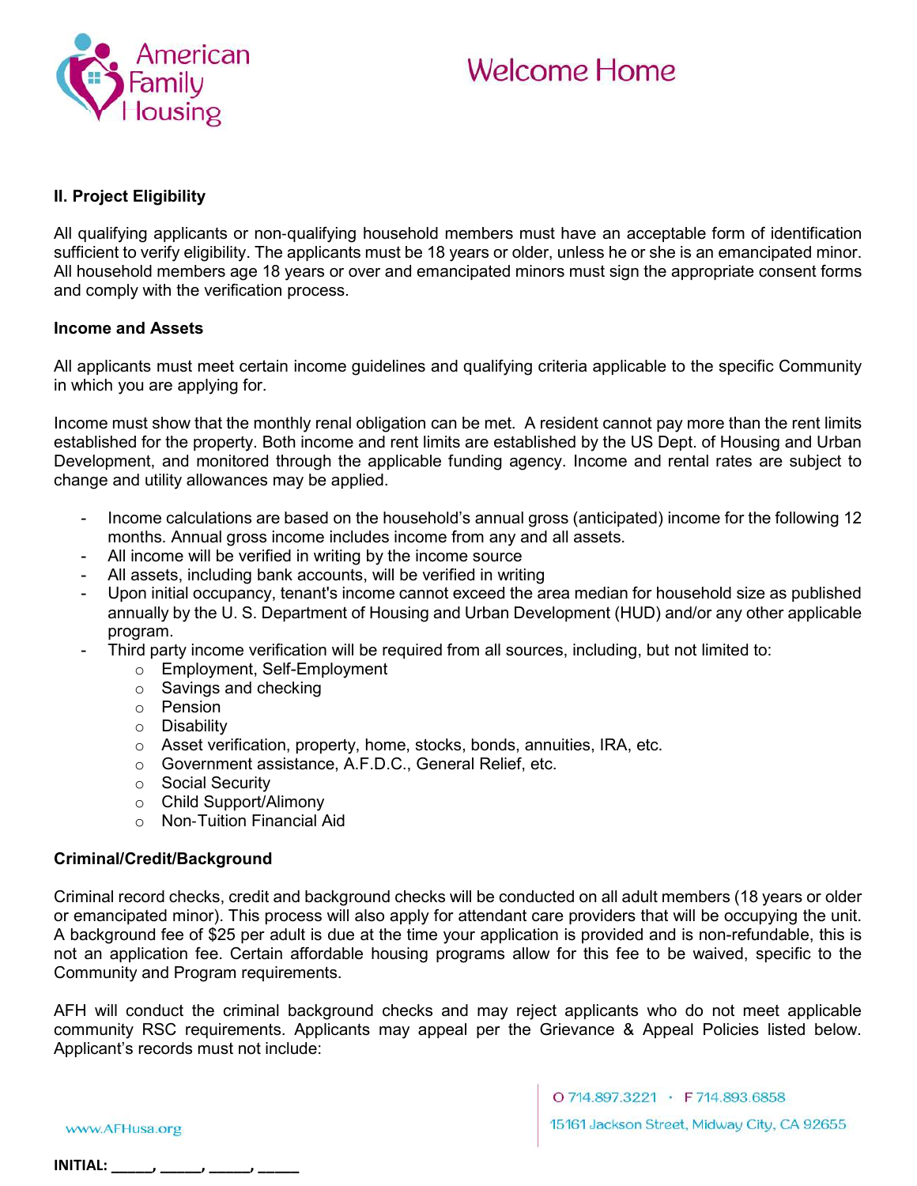## II. Project Eligibility

All qualifying applicants or non-qualifying household members must have an acceptable form of identification sufficient to verify eligibility. The applicants must be 18 years or older, unless he or she is an emancipated minor. All household members age 18 years or over and emancipated minors must sign the appropriate consent forms and comply with the verification process.

### Income and Assets

All applicants must meet certain income guidelines and qualifying criteria applicable to the specific Community in which you are applying for.

Income must show that the monthly renal obligation can be met. A resident cannot pay more than the rent limits established for the property. Both income and rent limits are established by the US Dept. of Housing and Urban Development, and monitored through the applicable funding agency. Income and rental rates are subject to change and utility allowances may be applied.

- Income calculations are based on the household's annual gross (anticipated) income for the following 12 months. Annual gross income includes income from any and all assets.
- All income will be verified in writing by the income source
- All assets, including bank accounts, will be verified in writing
- Upon initial occupancy, tenant's income cannot exceed the area median for household size as published annually by the U. S. Department of Housing and Urban Development (HUD) and/or any other applicable program.
- Third party income verification will be required from all sources, including, but not limited to:
  - Employment, Self-Employment
  - Savings and checking
  - Pension
  - Disability
  - Asset verification, property, home, stocks, bonds, annuities, IRA, etc.
  - Government assistance, A.F.D.C., General Relief, etc.
  - Social Security
  - Child Support/Alimony
  - Non-Tuition Financial Aid

### Criminal/Credit/Background

Criminal record checks, credit and background checks will be conducted on all adult members (18 years or older or emancipated minor). This process will also apply for attendant care providers that will be occupying the unit. A background fee of $25 per adult is due at the time your application is provided and is non-refundable, this is not an application fee. Certain affordable housing programs allow for this fee to be waived, specific to the Community and Program requirements.

AFH will conduct the criminal background checks and may reject applicants who do not meet applicable community RSC requirements. Applicants may appeal per the Grievance & Appeal Policies listed below. Applicant's records must not include:

INITIAL: _____, _____, _____, _____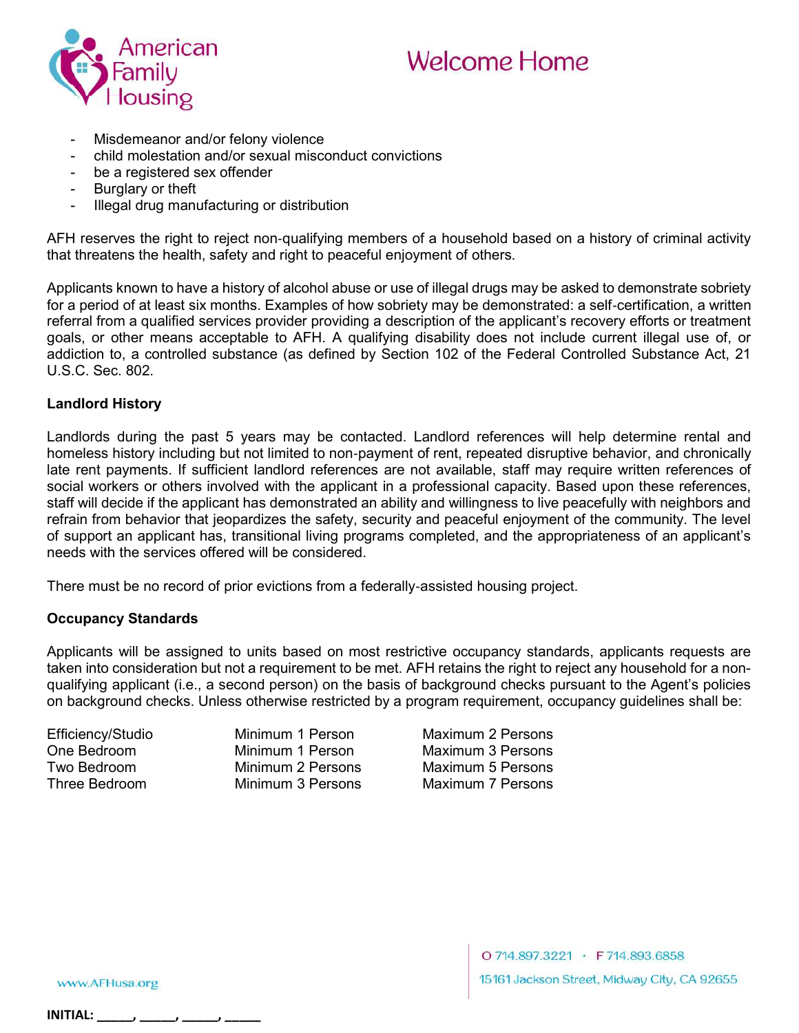- Misdemeanor and/or felony violence
- child molestation and/or sexual misconduct convictions
- be a registered sex offender
- Burglary or theft
- Illegal drug manufacturing or distribution

AFH reserves the right to reject non-qualifying members of a household based on a history of criminal activity that threatens the health, safety and right to peaceful enjoyment of others.

Applicants known to have a history of alcohol abuse or use of illegal drugs may be asked to demonstrate sobriety for a period of at least six months. Examples of how sobriety may be demonstrated: a self-certification, a written referral from a qualified services provider providing a description of the applicant's recovery efforts or treatment goals, or other means acceptable to AFH. A qualifying disability does not include current illegal use of, or addiction to, a controlled substance (as defined by Section 102 of the Federal Controlled Substance Act, 21 U.S.C. Sec. 802.

**Landlord History**

Landlords during the past 5 years may be contacted. Landlord references will help determine rental and homeless history including but not limited to non-payment of rent, repeated disruptive behavior, and chronically late rent payments. If sufficient landlord references are not available, staff may require written references of social workers or others involved with the applicant in a professional capacity. Based upon these references, staff will decide if the applicant has demonstrated an ability and willingness to live peacefully with neighbors and refrain from behavior that jeopardizes the safety, security and peaceful enjoyment of the community. The level of support an applicant has, transitional living programs completed, and the appropriateness of an applicant's needs with the services offered will be considered.

There must be no record of prior evictions from a federally-assisted housing project.

**Occupancy Standards**

Applicants will be assigned to units based on most restrictive occupancy standards, applicants requests are taken into consideration but not a requirement to be met. AFH retains the right to reject any household for a non-qualifying applicant (i.e., a second person) on the basis of background checks pursuant to the Agent's policies on background checks. Unless otherwise restricted by a program requirement, occupancy guidelines shall be:

| | | |
|---|---|---|
| Efficiency/Studio | Minimum 1 Person | Maximum 2 Persons |
| One Bedroom | Minimum 1 Person | Maximum 3 Persons |
| Two Bedroom | Minimum 2 Persons | Maximum 5 Persons |
| Three Bedroom | Minimum 3 Persons | Maximum 7 Persons |

**INITIAL:** _____, _____, _____, _____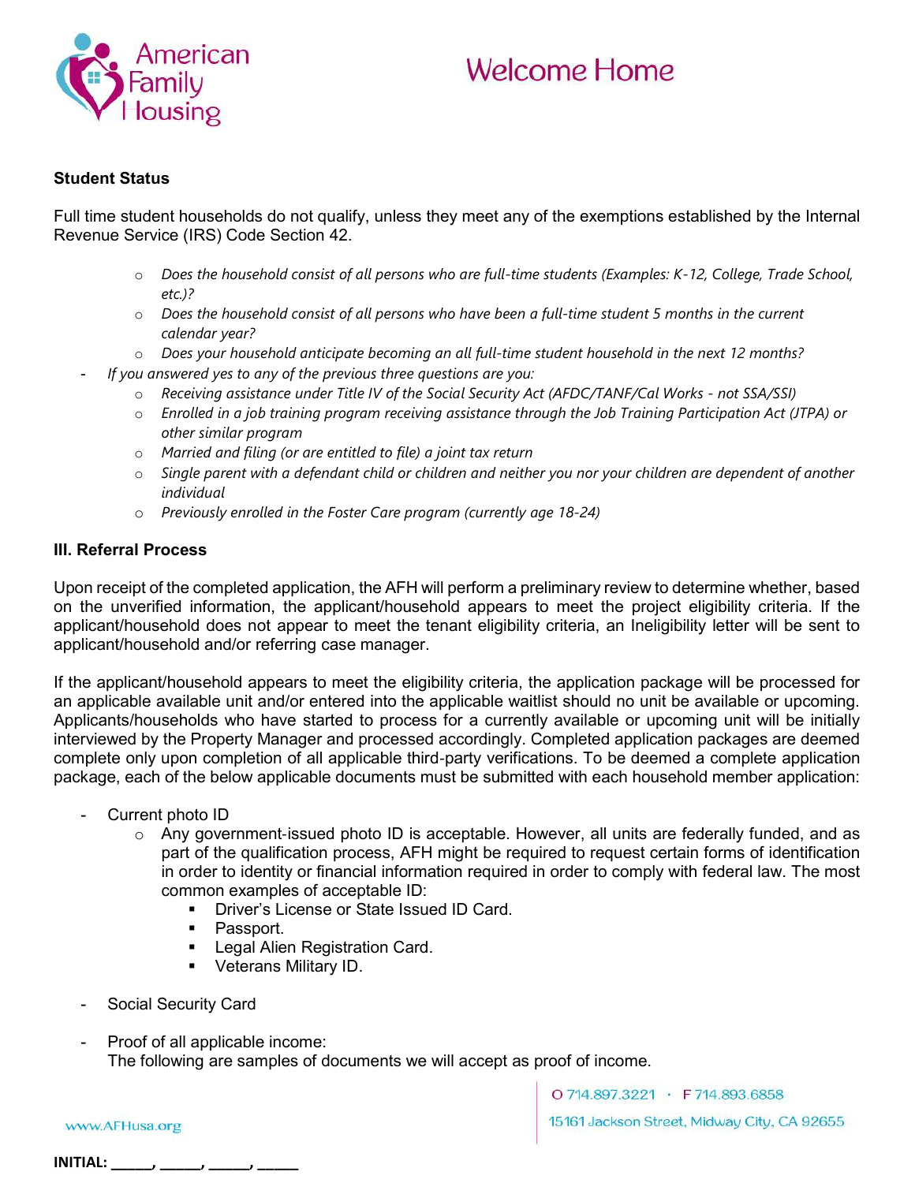### Student Status

Full time student households do not qualify, unless they meet any of the exemptions established by the Internal Revenue Service (IRS) Code Section 42.

- *Does the household consist of all persons who are full-time students (Examples: K-12, College, Trade School, etc.)?*
- *Does the household consist of all persons who have been a full-time student 5 months in the current calendar year?*
- *Does your household anticipate becoming an all full-time student household in the next 12 months?*

- *If you answered yes to any of the previous three questions are you:*
  - *Receiving assistance under Title IV of the Social Security Act (AFDC/TANF/Cal Works - not SSA/SSI)*
  - *Enrolled in a job training program receiving assistance through the Job Training Participation Act (JTPA) or other similar program*
  - *Married and filing (or are entitled to file) a joint tax return*
  - *Single parent with a defendant child or children and neither you nor your children are dependent of another individual*
  - *Previously enrolled in the Foster Care program (currently age 18-24)*

### III. Referral Process

Upon receipt of the completed application, the AFH will perform a preliminary review to determine whether, based on the unverified information, the applicant/household appears to meet the project eligibility criteria. If the applicant/household does not appear to meet the tenant eligibility criteria, an Ineligibility letter will be sent to applicant/household and/or referring case manager.

If the applicant/household appears to meet the eligibility criteria, the application package will be processed for an applicable available unit and/or entered into the applicable waitlist should no unit be available or upcoming. Applicants/households who have started to process for a currently available or upcoming unit will be initially interviewed by the Property Manager and processed accordingly. Completed application packages are deemed complete only upon completion of all applicable third-party verifications. To be deemed a complete application package, each of the below applicable documents must be submitted with each household member application:

- Current photo ID
  - Any government-issued photo ID is acceptable. However, all units are federally funded, and as part of the qualification process, AFH might be required to request certain forms of identification in order to identity or financial information required in order to comply with federal law. The most common examples of acceptable ID:
    - Driver's License or State Issued ID Card.
    - Passport.
    - Legal Alien Registration Card.
    - Veterans Military ID.

- Social Security Card

- Proof of all applicable income:
  The following are samples of documents we will accept as proof of income.

INITIAL: _____, _____, _____, _____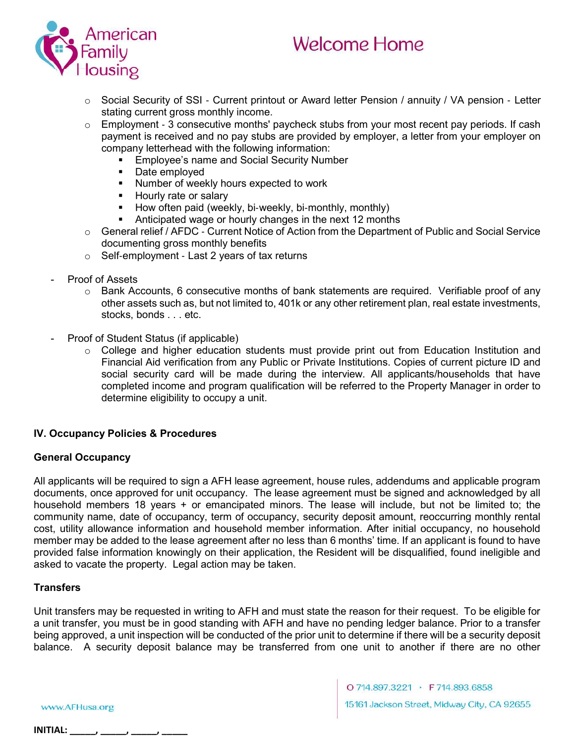- Social Security of SSI - Current printout or Award letter Pension / annuity / VA pension - Letter stating current gross monthly income.
- Employment - 3 consecutive months' paycheck stubs from your most recent pay periods. If cash payment is received and no pay stubs are provided by employer, a letter from your employer on company letterhead with the following information:
  - Employee's name and Social Security Number
  - Date employed
  - Number of weekly hours expected to work
  - Hourly rate or salary
  - How often paid (weekly, bi-weekly, bi-monthly, monthly)
  - Anticipated wage or hourly changes in the next 12 months
- General relief / AFDC - Current Notice of Action from the Department of Public and Social Service documenting gross monthly benefits
- Self-employment - Last 2 years of tax returns

- Proof of Assets
  - Bank Accounts, 6 consecutive months of bank statements are required. Verifiable proof of any other assets such as, but not limited to, 401k or any other retirement plan, real estate investments, stocks, bonds . . . etc.

- Proof of Student Status (if applicable)
  - College and higher education students must provide print out from Education Institution and Financial Aid verification from any Public or Private Institutions. Copies of current picture ID and social security card will be made during the interview. All applicants/households that have completed income and program qualification will be referred to the Property Manager in order to determine eligibility to occupy a unit.

## IV. Occupancy Policies & Procedures

### General Occupancy

All applicants will be required to sign a AFH lease agreement, house rules, addendums and applicable program documents, once approved for unit occupancy. The lease agreement must be signed and acknowledged by all household members 18 years + or emancipated minors. The lease will include, but not be limited to; the community name, date of occupancy, term of occupancy, security deposit amount, reoccurring monthly rental cost, utility allowance information and household member information. After initial occupancy, no household member may be added to the lease agreement after no less than 6 months' time. If an applicant is found to have provided false information knowingly on their application, the Resident will be disqualified, found ineligible and asked to vacate the property. Legal action may be taken.

### Transfers

Unit transfers may be requested in writing to AFH and must state the reason for their request. To be eligible for a unit transfer, you must be in good standing with AFH and have no pending ledger balance. Prior to a transfer being approved, a unit inspection will be conducted of the prior unit to determine if there will be a security deposit balance. A security deposit balance may be transferred from one unit to another if there are no other

INITIAL: _____, _____, _____, _____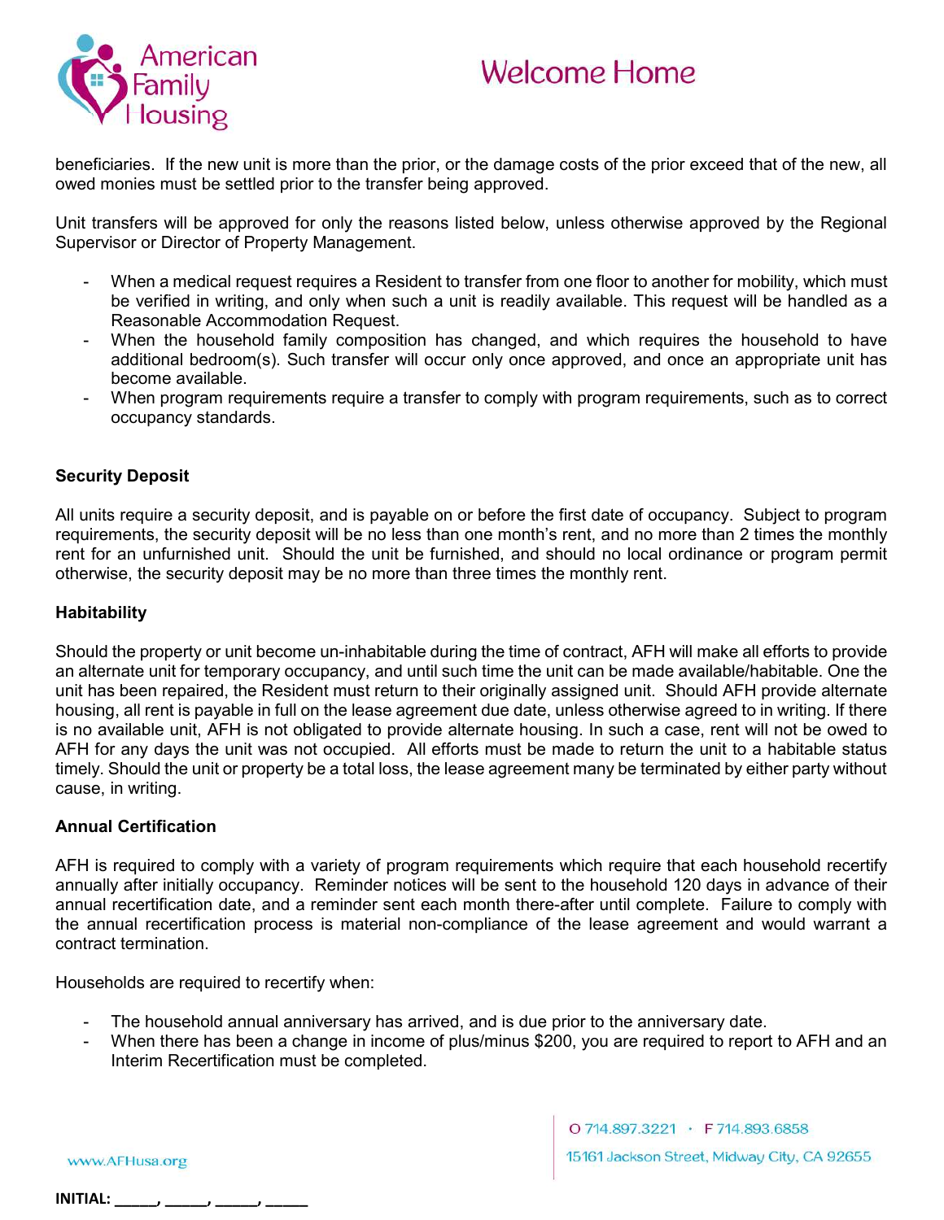beneficiaries. If the new unit is more than the prior, or the damage costs of the prior exceed that of the new, all owed monies must be settled prior to the transfer being approved.

Unit transfers will be approved for only the reasons listed below, unless otherwise approved by the Regional Supervisor or Director of Property Management.

- When a medical request requires a Resident to transfer from one floor to another for mobility, which must be verified in writing, and only when such a unit is readily available. This request will be handled as a Reasonable Accommodation Request.
- When the household family composition has changed, and which requires the household to have additional bedroom(s). Such transfer will occur only once approved, and once an appropriate unit has become available.
- When program requirements require a transfer to comply with program requirements, such as to correct occupancy standards.

**Security Deposit**

All units require a security deposit, and is payable on or before the first date of occupancy. Subject to program requirements, the security deposit will be no less than one month's rent, and no more than 2 times the monthly rent for an unfurnished unit. Should the unit be furnished, and should no local ordinance or program permit otherwise, the security deposit may be no more than three times the monthly rent.

**Habitability**

Should the property or unit become un-inhabitable during the time of contract, AFH will make all efforts to provide an alternate unit for temporary occupancy, and until such time the unit can be made available/habitable. One the unit has been repaired, the Resident must return to their originally assigned unit. Should AFH provide alternate housing, all rent is payable in full on the lease agreement due date, unless otherwise agreed to in writing. If there is no available unit, AFH is not obligated to provide alternate housing. In such a case, rent will not be owed to AFH for any days the unit was not occupied. All efforts must be made to return the unit to a habitable status timely. Should the unit or property be a total loss, the lease agreement many be terminated by either party without cause, in writing.

**Annual Certification**

AFH is required to comply with a variety of program requirements which require that each household recertify annually after initially occupancy. Reminder notices will be sent to the household 120 days in advance of their annual recertification date, and a reminder sent each month there-after until complete. Failure to comply with the annual recertification process is material non-compliance of the lease agreement and would warrant a contract termination.

Households are required to recertify when:

- The household annual anniversary has arrived, and is due prior to the anniversary date.
- When there has been a change in income of plus/minus $200, you are required to report to AFH and an Interim Recertification must be completed.

**INITIAL:** _____, _____, _____, _____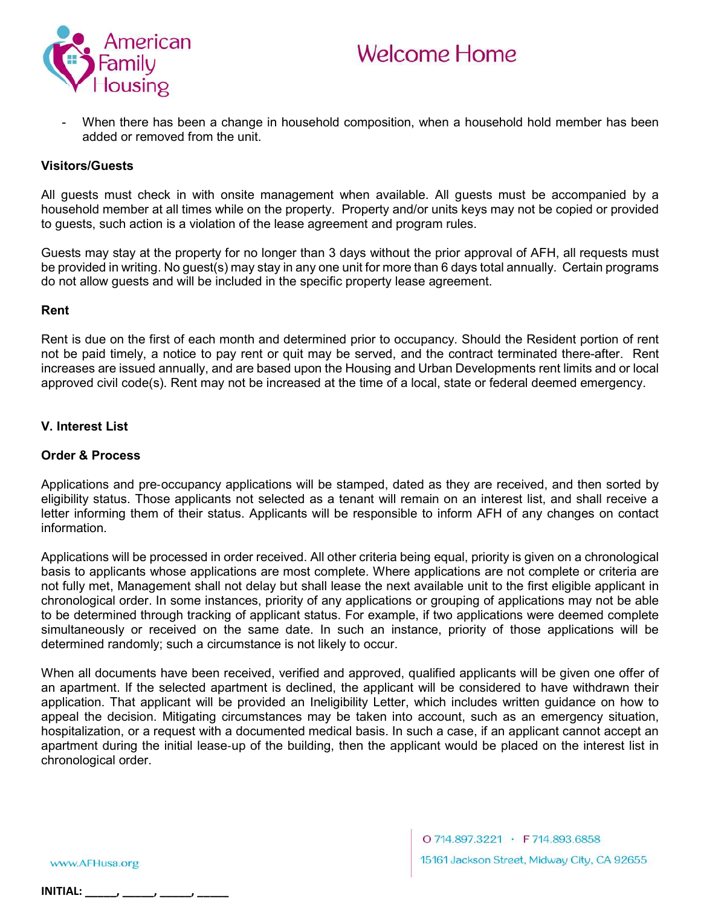- When there has been a change in household composition, when a household hold member has been added or removed from the unit.

**Visitors/Guests**

All guests must check in with onsite management when available. All guests must be accompanied by a household member at all times while on the property. Property and/or units keys may not be copied or provided to guests, such action is a violation of the lease agreement and program rules.

Guests may stay at the property for no longer than 3 days without the prior approval of AFH, all requests must be provided in writing. No guest(s) may stay in any one unit for more than 6 days total annually. Certain programs do not allow guests and will be included in the specific property lease agreement.

**Rent**

Rent is due on the first of each month and determined prior to occupancy. Should the Resident portion of rent not be paid timely, a notice to pay rent or quit may be served, and the contract terminated there-after. Rent increases are issued annually, and are based upon the Housing and Urban Developments rent limits and or local approved civil code(s). Rent may not be increased at the time of a local, state or federal deemed emergency.

## V. Interest List

**Order & Process**

Applications and pre-occupancy applications will be stamped, dated as they are received, and then sorted by eligibility status. Those applicants not selected as a tenant will remain on an interest list, and shall receive a letter informing them of their status. Applicants will be responsible to inform AFH of any changes on contact information.

Applications will be processed in order received. All other criteria being equal, priority is given on a chronological basis to applicants whose applications are most complete. Where applications are not complete or criteria are not fully met, Management shall not delay but shall lease the next available unit to the first eligible applicant in chronological order. In some instances, priority of any applications or grouping of applications may not be able to be determined through tracking of applicant status. For example, if two applications were deemed complete simultaneously or received on the same date. In such an instance, priority of those applications will be determined randomly; such a circumstance is not likely to occur.

When all documents have been received, verified and approved, qualified applicants will be given one offer of an apartment. If the selected apartment is declined, the applicant will be considered to have withdrawn their application. That applicant will be provided an Ineligibility Letter, which includes written guidance on how to appeal the decision. Mitigating circumstances may be taken into account, such as an emergency situation, hospitalization, or a request with a documented medical basis. In such a case, if an applicant cannot accept an apartment during the initial lease-up of the building, then the applicant would be placed on the interest list in chronological order.

**INITIAL: _____, _____, _____, _____**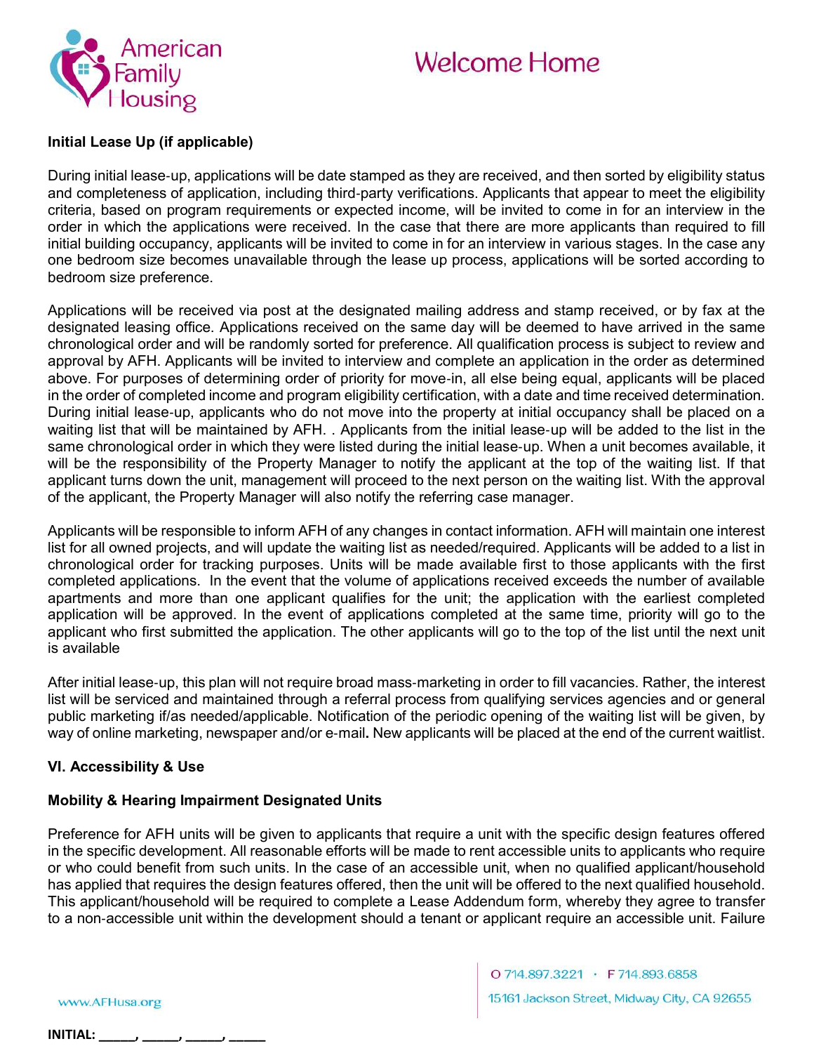**Initial Lease Up (if applicable)**

During initial lease-up, applications will be date stamped as they are received, and then sorted by eligibility status and completeness of application, including third-party verifications. Applicants that appear to meet the eligibility criteria, based on program requirements or expected income, will be invited to come in for an interview in the order in which the applications were received. In the case that there are more applicants than required to fill initial building occupancy, applicants will be invited to come in for an interview in various stages. In the case any one bedroom size becomes unavailable through the lease up process, applications will be sorted according to bedroom size preference.

Applications will be received via post at the designated mailing address and stamp received, or by fax at the designated leasing office. Applications received on the same day will be deemed to have arrived in the same chronological order and will be randomly sorted for preference. All qualification process is subject to review and approval by AFH. Applicants will be invited to interview and complete an application in the order as determined above. For purposes of determining order of priority for move-in, all else being equal, applicants will be placed in the order of completed income and program eligibility certification, with a date and time received determination. During initial lease-up, applicants who do not move into the property at initial occupancy shall be placed on a waiting list that will be maintained by AFH. . Applicants from the initial lease-up will be added to the list in the same chronological order in which they were listed during the initial lease-up. When a unit becomes available, it will be the responsibility of the Property Manager to notify the applicant at the top of the waiting list. If that applicant turns down the unit, management will proceed to the next person on the waiting list. With the approval of the applicant, the Property Manager will also notify the referring case manager.

Applicants will be responsible to inform AFH of any changes in contact information. AFH will maintain one interest list for all owned projects, and will update the waiting list as needed/required. Applicants will be added to a list in chronological order for tracking purposes. Units will be made available first to those applicants with the first completed applications. In the event that the volume of applications received exceeds the number of available apartments and more than one applicant qualifies for the unit; the application with the earliest completed application will be approved. In the event of applications completed at the same time, priority will go to the applicant who first submitted the application. The other applicants will go to the top of the list until the next unit is available

After initial lease-up, this plan will not require broad mass-marketing in order to fill vacancies. Rather, the interest list will be serviced and maintained through a referral process from qualifying services agencies and or general public marketing if/as needed/applicable. Notification of the periodic opening of the waiting list will be given, by way of online marketing, newspaper and/or e-mail**.** New applicants will be placed at the end of the current waitlist.

**VI. Accessibility & Use**

**Mobility & Hearing Impairment Designated Units**

Preference for AFH units will be given to applicants that require a unit with the specific design features offered in the specific development. All reasonable efforts will be made to rent accessible units to applicants who require or who could benefit from such units. In the case of an accessible unit, when no qualified applicant/household has applied that requires the design features offered, then the unit will be offered to the next qualified household. This applicant/household will be required to complete a Lease Addendum form, whereby they agree to transfer to a non-accessible unit within the development should a tenant or applicant require an accessible unit. Failure

**INITIAL: _____, _____, _____, _____**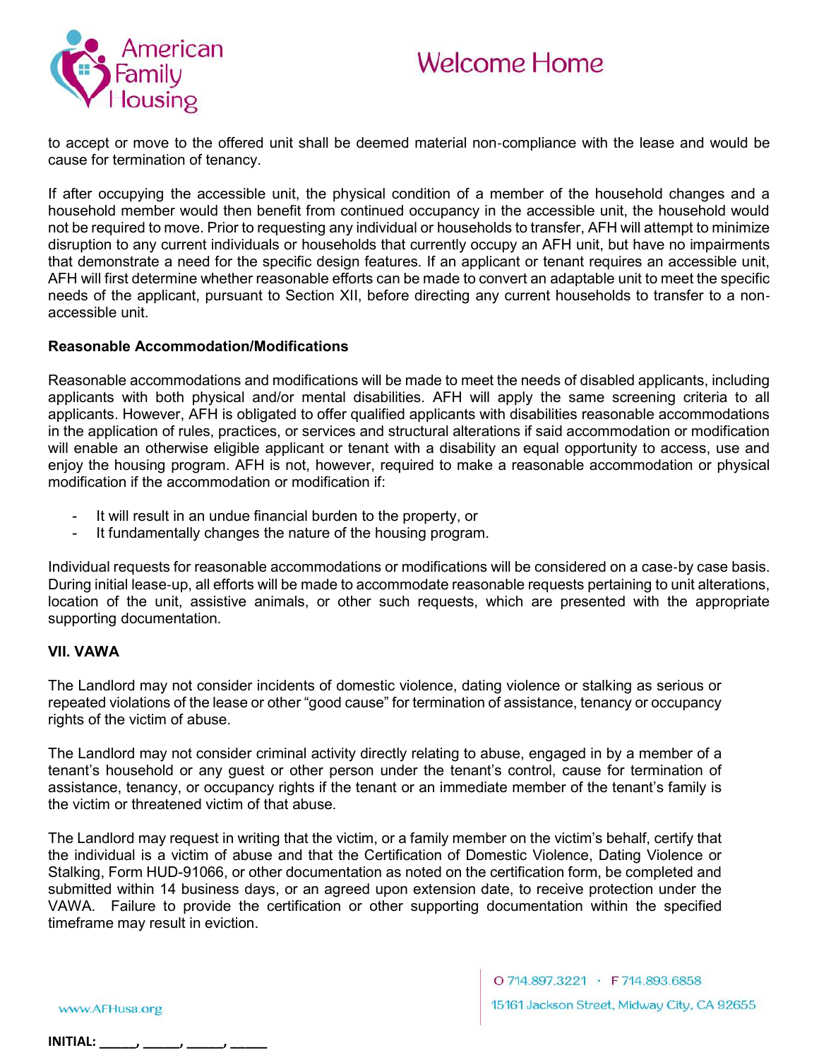to accept or move to the offered unit shall be deemed material non-compliance with the lease and would be cause for termination of tenancy.

If after occupying the accessible unit, the physical condition of a member of the household changes and a household member would then benefit from continued occupancy in the accessible unit, the household would not be required to move. Prior to requesting any individual or households to transfer, AFH will attempt to minimize disruption to any current individuals or households that currently occupy an AFH unit, but have no impairments that demonstrate a need for the specific design features. If an applicant or tenant requires an accessible unit, AFH will first determine whether reasonable efforts can be made to convert an adaptable unit to meet the specific needs of the applicant, pursuant to Section XII, before directing any current households to transfer to a non-accessible unit.

**Reasonable Accommodation/Modifications**

Reasonable accommodations and modifications will be made to meet the needs of disabled applicants, including applicants with both physical and/or mental disabilities. AFH will apply the same screening criteria to all applicants. However, AFH is obligated to offer qualified applicants with disabilities reasonable accommodations in the application of rules, practices, or services and structural alterations if said accommodation or modification will enable an otherwise eligible applicant or tenant with a disability an equal opportunity to access, use and enjoy the housing program. AFH is not, however, required to make a reasonable accommodation or physical modification if the accommodation or modification if:

- It will result in an undue financial burden to the property, or
- It fundamentally changes the nature of the housing program.

Individual requests for reasonable accommodations or modifications will be considered on a case-by case basis. During initial lease-up, all efforts will be made to accommodate reasonable requests pertaining to unit alterations, location of the unit, assistive animals, or other such requests, which are presented with the appropriate supporting documentation.

**VII. VAWA**

The Landlord may not consider incidents of domestic violence, dating violence or stalking as serious or repeated violations of the lease or other "good cause" for termination of assistance, tenancy or occupancy rights of the victim of abuse.

The Landlord may not consider criminal activity directly relating to abuse, engaged in by a member of a tenant's household or any guest or other person under the tenant's control, cause for termination of assistance, tenancy, or occupancy rights if the tenant or an immediate member of the tenant's family is the victim or threatened victim of that abuse.

The Landlord may request in writing that the victim, or a family member on the victim's behalf, certify that the individual is a victim of abuse and that the Certification of Domestic Violence, Dating Violence or Stalking, Form HUD-91066, or other documentation as noted on the certification form, be completed and submitted within 14 business days, or an agreed upon extension date, to receive protection under the VAWA. Failure to provide the certification or other supporting documentation within the specified timeframe may result in eviction.

INITIAL: _____, _____, _____, _____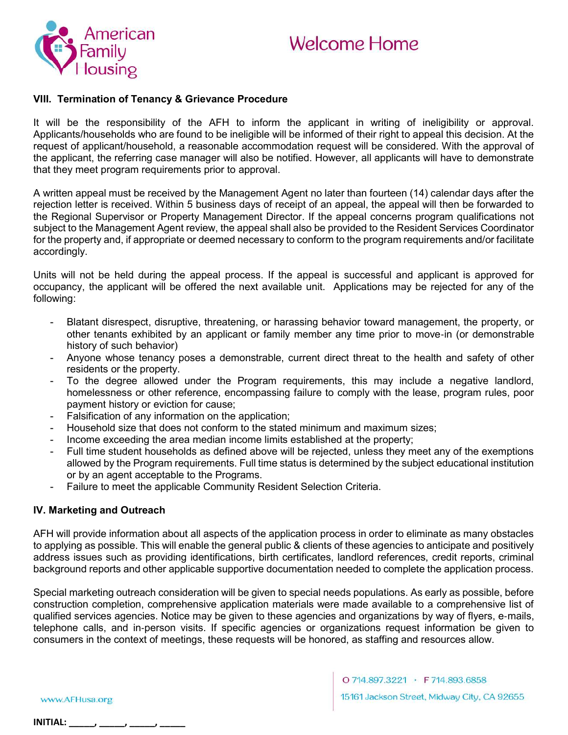### VIII. Termination of Tenancy & Grievance Procedure

It will be the responsibility of the AFH to inform the applicant in writing of ineligibility or approval. Applicants/households who are found to be ineligible will be informed of their right to appeal this decision. At the request of applicant/household, a reasonable accommodation request will be considered. With the approval of the applicant, the referring case manager will also be notified. However, all applicants will have to demonstrate that they meet program requirements prior to approval.

A written appeal must be received by the Management Agent no later than fourteen (14) calendar days after the rejection letter is received. Within 5 business days of receipt of an appeal, the appeal will then be forwarded to the Regional Supervisor or Property Management Director. If the appeal concerns program qualifications not subject to the Management Agent review, the appeal shall also be provided to the Resident Services Coordinator for the property and, if appropriate or deemed necessary to conform to the program requirements and/or facilitate accordingly.

Units will not be held during the appeal process. If the appeal is successful and applicant is approved for occupancy, the applicant will be offered the next available unit. Applications may be rejected for any of the following:

- Blatant disrespect, disruptive, threatening, or harassing behavior toward management, the property, or other tenants exhibited by an applicant or family member any time prior to move-in (or demonstrable history of such behavior)
- Anyone whose tenancy poses a demonstrable, current direct threat to the health and safety of other residents or the property.
- To the degree allowed under the Program requirements, this may include a negative landlord, homelessness or other reference, encompassing failure to comply with the lease, program rules, poor payment history or eviction for cause;
- Falsification of any information on the application;
- Household size that does not conform to the stated minimum and maximum sizes;
- Income exceeding the area median income limits established at the property;
- Full time student households as defined above will be rejected, unless they meet any of the exemptions allowed by the Program requirements. Full time status is determined by the subject educational institution or by an agent acceptable to the Programs.
- Failure to meet the applicable Community Resident Selection Criteria.

### IV. Marketing and Outreach

AFH will provide information about all aspects of the application process in order to eliminate as many obstacles to applying as possible. This will enable the general public & clients of these agencies to anticipate and positively address issues such as providing identifications, birth certificates, landlord references, credit reports, criminal background reports and other applicable supportive documentation needed to complete the application process.

Special marketing outreach consideration will be given to special needs populations. As early as possible, before construction completion, comprehensive application materials were made available to a comprehensive list of qualified services agencies. Notice may be given to these agencies and organizations by way of flyers, e-mails, telephone calls, and in-person visits. If specific agencies or organizations request information be given to consumers in the context of meetings, these requests will be honored, as staffing and resources allow.

**INITIAL: _____, _____, _____, _____**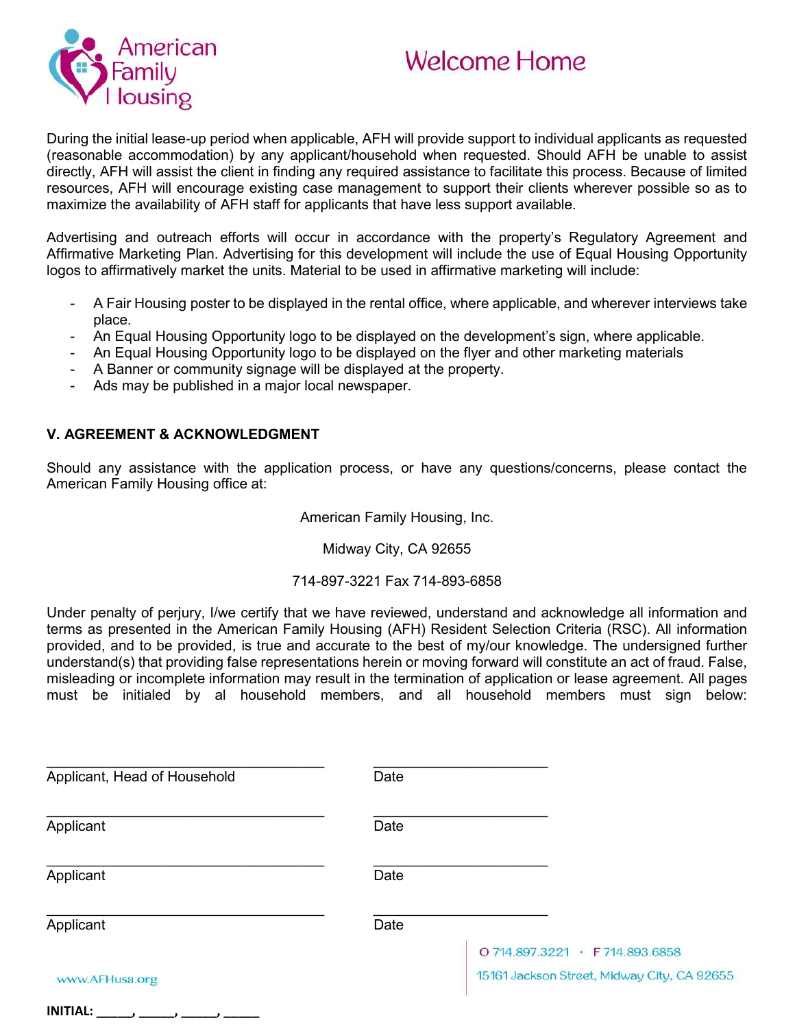During the initial lease-up period when applicable, AFH will provide support to individual applicants as requested (reasonable accommodation) by any applicant/household when requested. Should AFH be unable to assist directly, AFH will assist the client in finding any required assistance to facilitate this process. Because of limited resources, AFH will encourage existing case management to support their clients wherever possible so as to maximize the availability of AFH staff for applicants that have less support available.

Advertising and outreach efforts will occur in accordance with the property's Regulatory Agreement and Affirmative Marketing Plan. Advertising for this development will include the use of Equal Housing Opportunity logos to affirmatively market the units. Material to be used in affirmative marketing will include:

- A Fair Housing poster to be displayed in the rental office, where applicable, and wherever interviews take place.
- An Equal Housing Opportunity logo to be displayed on the development's sign, where applicable.
- An Equal Housing Opportunity logo to be displayed on the flyer and other marketing materials
- A Banner or community signage will be displayed at the property.
- Ads may be published in a major local newspaper.

### V. AGREEMENT & ACKNOWLEDGMENT

Should any assistance with the application process, or have any questions/concerns, please contact the American Family Housing office at:

American Family Housing, Inc.

Midway City, CA 92655

714-897-3221 Fax 714-893-6858

Under penalty of perjury, I/we certify that we have reviewed, understand and acknowledge all information and terms as presented in the American Family Housing (AFH) Resident Selection Criteria (RSC). All information provided, and to be provided, is true and accurate to the best of my/our knowledge. The undersigned further understand(s) that providing false representations herein or moving forward will constitute an act of fraud. False, misleading or incomplete information may result in the termination of application or lease agreement. All pages must be initialed by al household members, and all household members must sign below:

\_\_\_\_\_\_\_\_\_\_\_\_\_\_\_\_\_\_\_\_\_\_\_\_\_\_\_\_\_\_\_\_\_\_ \_\_\_\_\_\_\_\_\_\_\_\_\_\_\_\_\_\_\_\_\_\_
Applicant, Head of Household Date

\_\_\_\_\_\_\_\_\_\_\_\_\_\_\_\_\_\_\_\_\_\_\_\_\_\_\_\_\_\_\_\_\_\_ \_\_\_\_\_\_\_\_\_\_\_\_\_\_\_\_\_\_\_\_\_\_
Applicant Date

\_\_\_\_\_\_\_\_\_\_\_\_\_\_\_\_\_\_\_\_\_\_\_\_\_\_\_\_\_\_\_\_\_\_ \_\_\_\_\_\_\_\_\_\_\_\_\_\_\_\_\_\_\_\_\_\_
Applicant Date

\_\_\_\_\_\_\_\_\_\_\_\_\_\_\_\_\_\_\_\_\_\_\_\_\_\_\_\_\_\_\_\_\_\_ \_\_\_\_\_\_\_\_\_\_\_\_\_\_\_\_\_\_\_\_\_\_
Applicant Date

**INITIAL: \_\_\_\_\_, \_\_\_\_\_, \_\_\_\_\_, \_\_\_\_\_**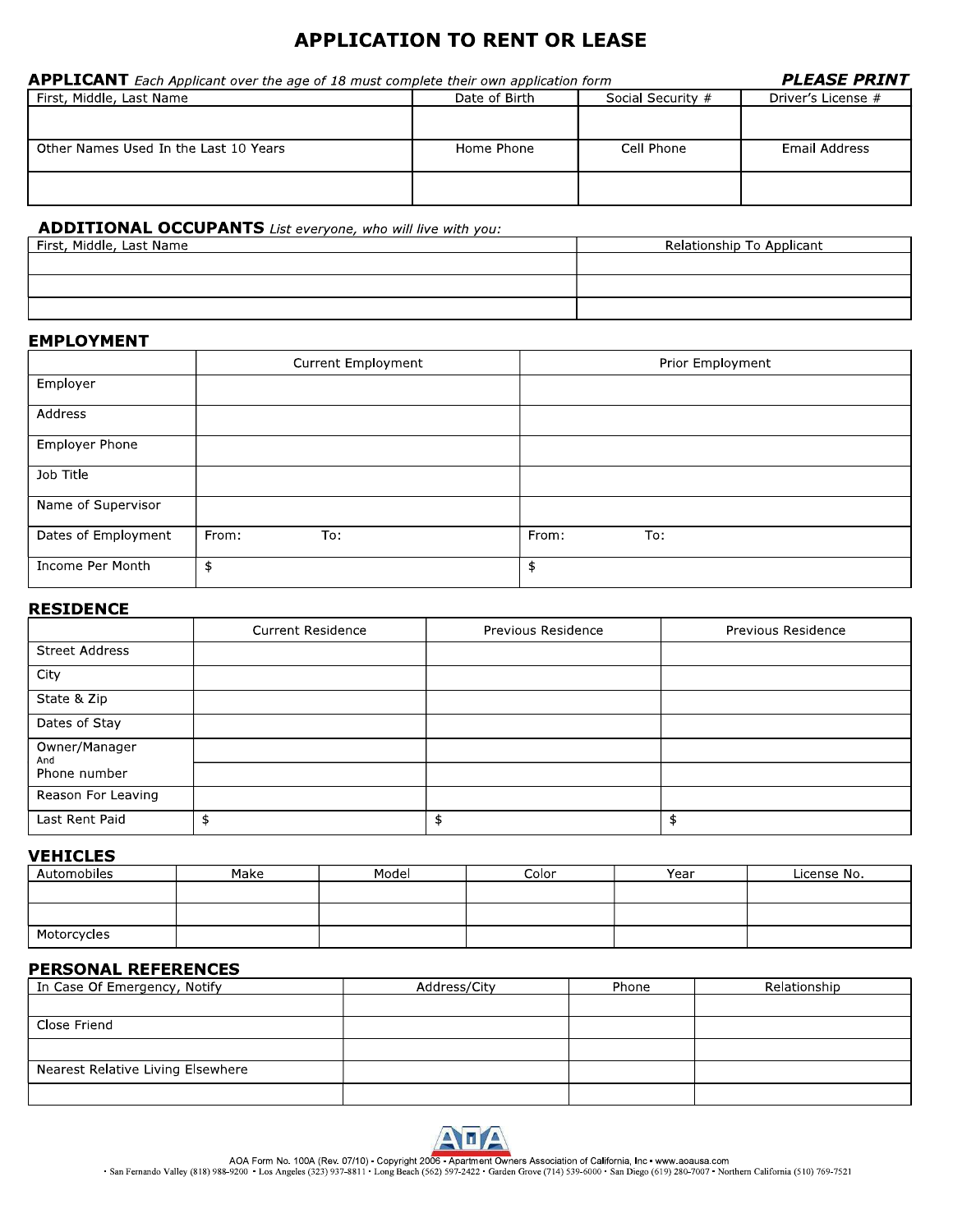# APPLICATION TO RENT OR LEASE

## APPLICANT *Each Applicant over the age of 18 must complete their own application form* ***PLEASE PRINT***

| First, Middle, Last Name | Date of Birth | Social Security # | Driver's License # |
|---|---|---|---|
| | | | |
| **Other Names Used In the Last 10 Years** | **Home Phone** | **Cell Phone** | **Email Address** |
| | | | |

## ADDITIONAL OCCUPANTS *List everyone, who will live with you:*

| First, Middle, Last Name | Relationship To Applicant |
|---|---|
| | |
| | |
| | |

## EMPLOYMENT

| | Current Employment | Prior Employment |
|---|---|---|
| Employer | | |
| Address | | |
| Employer Phone | | |
| Job Title | | |
| Name of Supervisor | | |
| Dates of Employment | From: To: | From: To: |
| Income Per Month | $ | $ |

## RESIDENCE

| | Current Residence | Previous Residence | Previous Residence |
|---|---|---|---|
| Street Address | | | |
| City | | | |
| State & Zip | | | |
| Dates of Stay | | | |
| Owner/Manager And Phone number | | | |
| | | | |
| Reason For Leaving | | | |
| Last Rent Paid | $ | $ | $ |

## VEHICLES

| Automobiles | Make | Model | Color | Year | License No. |
|---|---|---|---|---|---|
| | | | | | |
| | | | | | |
| Motorcycles | | | | | |

## PERSONAL REFERENCES

| In Case Of Emergency, Notify | Address/City | Phone | Relationship |
|---|---|---|---|
| | | | |
| Close Friend | | | |
| | | | |
| Nearest Relative Living Elsewhere | | | |
| | | | |

AOA Form No. 100A (Rev. 07/10) • Copyright 2006 • Apartment Owners Association of California, Inc • www.aoausa.com
• San Fernando Valley (818) 988-9200 • Los Angeles (323) 937-8811 • Long Beach (562) 597-2422 • Garden Grove (714) 539-6000 • San Diego (619) 280-7007 • Northern California (510) 769-7521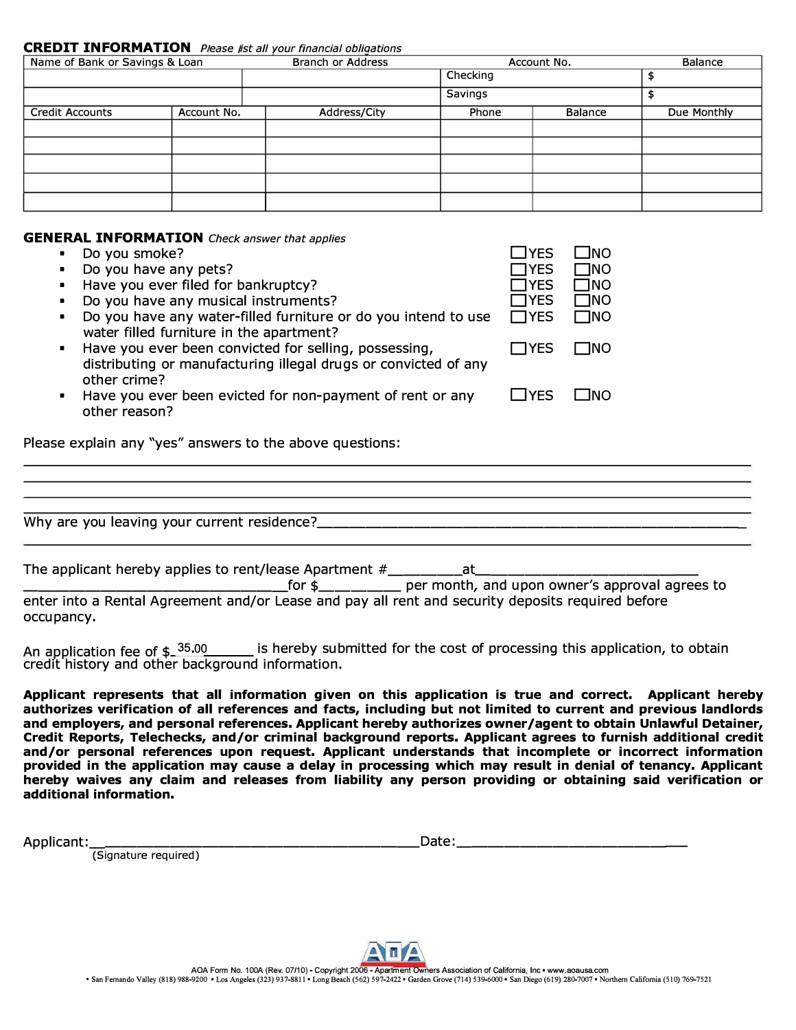## CREDIT INFORMATION *Please list all your financial obligations*

| Name of Bank or Savings & Loan | Branch or Address | Account No. | Balance |
|---|---|---|---|
| | | Checking | $ |
| | | Savings | $ |

| Credit Accounts | Account No. | Address/City | Phone | Balance | Due Monthly |
|---|---|---|---|---|---|
| | | | | | |
| | | | | | |
| | | | | | |
| | | | | | |
| | | | | | |

## GENERAL INFORMATION *Check answer that applies*

- Do you smoke? ☐YES ☐NO
- Do you have any pets? ☐YES ☐NO
- Have you ever filed for bankruptcy? ☐YES ☐NO
- Do you have any musical instruments? ☐YES ☐NO
- Do you have any water-filled furniture or do you intend to use water filled furniture in the apartment? ☐YES ☐NO
- Have you ever been convicted for selling, possessing, distributing or manufacturing illegal drugs or convicted of any other crime? ☐YES ☐NO
- Have you ever been evicted for non-payment of rent or any other reason? ☐YES ☐NO

Please explain any "yes" answers to the above questions:

______________________________________________________________________

______________________________________________________________________

______________________________________________________________________

Why are you leaving your current residence?___________________________________

______________________________________________________________________

The applicant hereby applies to rent/lease Apartment #_________at_________________________ ______________________________for $__________ per month, and upon owner's approval agrees to enter into a Rental Agreement and/or Lease and pay all rent and security deposits required before occupancy.

An application fee of $ 35.00 ______ is hereby submitted for the cost of processing this application, to obtain credit history and other background information.

**Applicant represents that all information given on this application is true and correct. Applicant hereby authorizes verification of all references and facts, including but not limited to current and previous landlords and employers, and personal references. Applicant hereby authorizes owner/agent to obtain Unlawful Detainer, Credit Reports, Telechecks, and/or criminal background reports. Applicant agrees to furnish additional credit and/or personal references upon request. Applicant understands that incomplete or incorrect information provided in the application may cause a delay in processing which may result in denial of tenancy. Applicant hereby waives any claim and releases from liability any person providing or obtaining said verification or additional information.**

Applicant:_______________________________________Date:___________________________
(Signature required)

AOA Form No. 100A (Rev. 07/10) • Copyright 2006 • Apartment Owners Association of California, Inc • www.aoausa.com
• San Fernando Valley (818) 988-9200 • Los Angeles (323) 937-8811 • Long Beach (562) 597-2422 • Garden Grove (714) 539-6000 • San Diego (619) 280-7007 • Northern California (510) 769-7521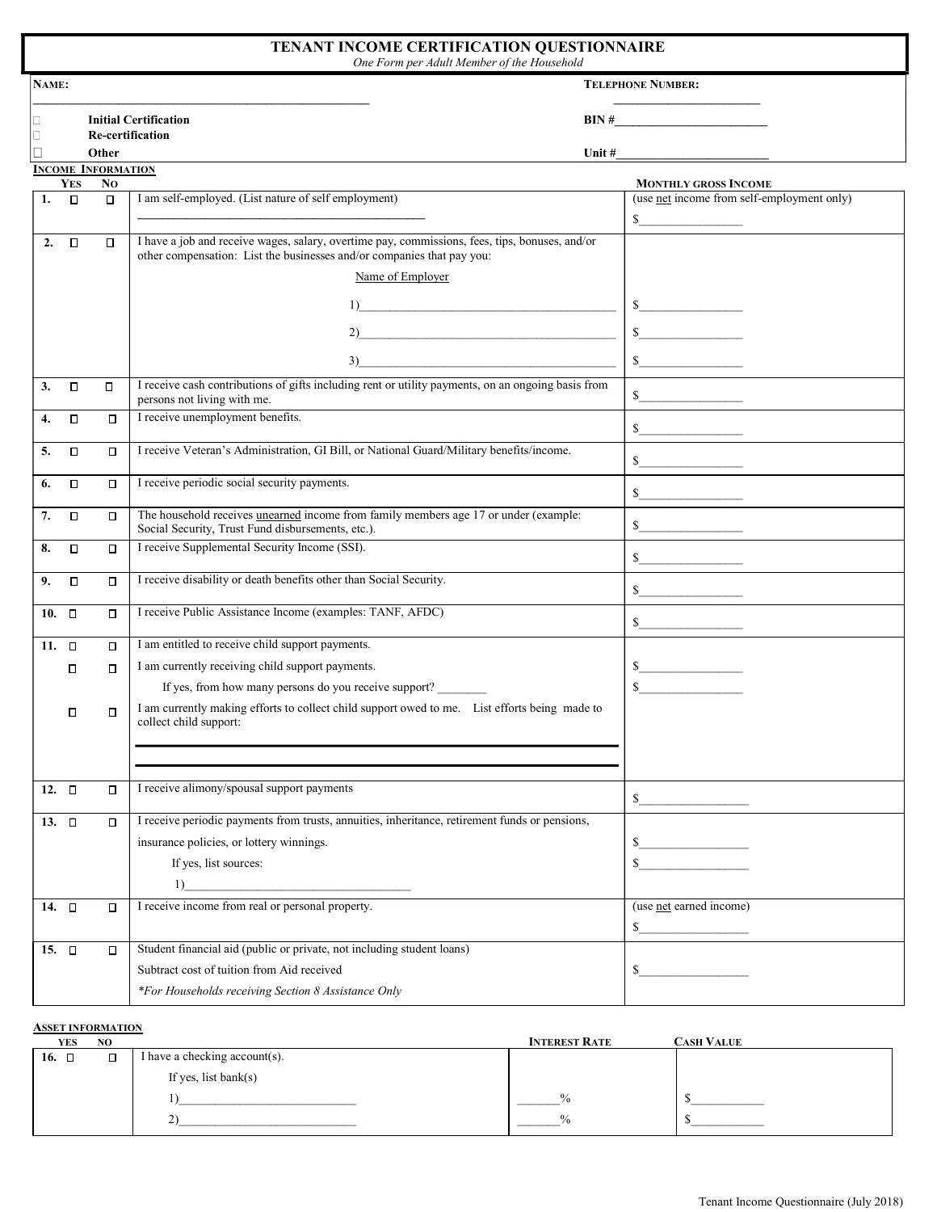# TENANT INCOME CERTIFICATION QUESTIONNAIRE

*One Form per Adult Member of the Household*

**NAME:** ______________________________________________ **TELEPHONE NUMBER:** ______________________

☐ **Initial Certification** **BIN #**______________________

☐ **Re-certification**

☐ **Other** **Unit #**______________________

## INCOME INFORMATION

| | YES | NO | | MONTHLY GROSS INCOME |
|---|---|---|---|---|
| 1. | ☐ | ☐ | I am self-employed. (List nature of self employment) ______________________________ | (use net income from self-employment only) $______________ |
| 2. | ☐ | ☐ | I have a job and receive wages, salary, overtime pay, commissions, fees, tips, bonuses, and/or other compensation: List the businesses and/or companies that pay you: Name of Employer 1)______________________ 2)______________________ 3)______________________ | $______________ $______________ $______________ |
| 3. | ☐ | ☐ | I receive cash contributions of gifts including rent or utility payments, on an ongoing basis from persons not living with me. | $______________ |
| 4. | ☐ | ☐ | I receive unemployment benefits. | $______________ |
| 5. | ☐ | ☐ | I receive Veteran's Administration, GI Bill, or National Guard/Military benefits/income. | $______________ |
| 6. | ☐ | ☐ | I receive periodic social security payments. | $______________ |
| 7. | ☐ | ☐ | The household receives unearned income from family members age 17 or under (example: Social Security, Trust Fund disbursements, etc.). | $______________ |
| 8. | ☐ | ☐ | I receive Supplemental Security Income (SSI). | $______________ |
| 9. | ☐ | ☐ | I receive disability or death benefits other than Social Security. | $______________ |
| 10. | ☐ | ☐ | I receive Public Assistance Income (examples: TANF, AFDC) | $______________ |
| 11. | ☐ | ☐ | I am entitled to receive child support payments. | |
| | ☐ | ☐ | I am currently receiving child support payments. If yes, from how many persons do you receive support? ________ | $______________ $______________ |
| | ☐ | ☐ | I am currently making efforts to collect child support owed to me. List efforts being made to collect child support: ______________________________ ______________________________ | |
| 12. | ☐ | ☐ | I receive alimony/spousal support payments | $______________ |
| 13. | ☐ | ☐ | I receive periodic payments from trusts, annuities, inheritance, retirement funds or pensions, insurance policies, or lottery winnings. If yes, list sources: 1)______________________ | $______________ $______________ |
| 14. | ☐ | ☐ | I receive income from real or personal property. | (use net earned income) $______________ |
| 15. | ☐ | ☐ | Student financial aid (public or private, not including student loans) Subtract cost of tuition from Aid received *\*For Households receiving Section 8 Assistance Only* | $______________ |

## ASSET INFORMATION

| | YES | NO | | INTEREST RATE | CASH VALUE |
|---|---|---|---|---|---|
| 16. | ☐ | ☐ | I have a checking account(s). If yes, list bank(s) 1)______________________ 2)______________________ | ______% ______% | $__________ $__________ |

Tenant Income Questionnaire (July 2018)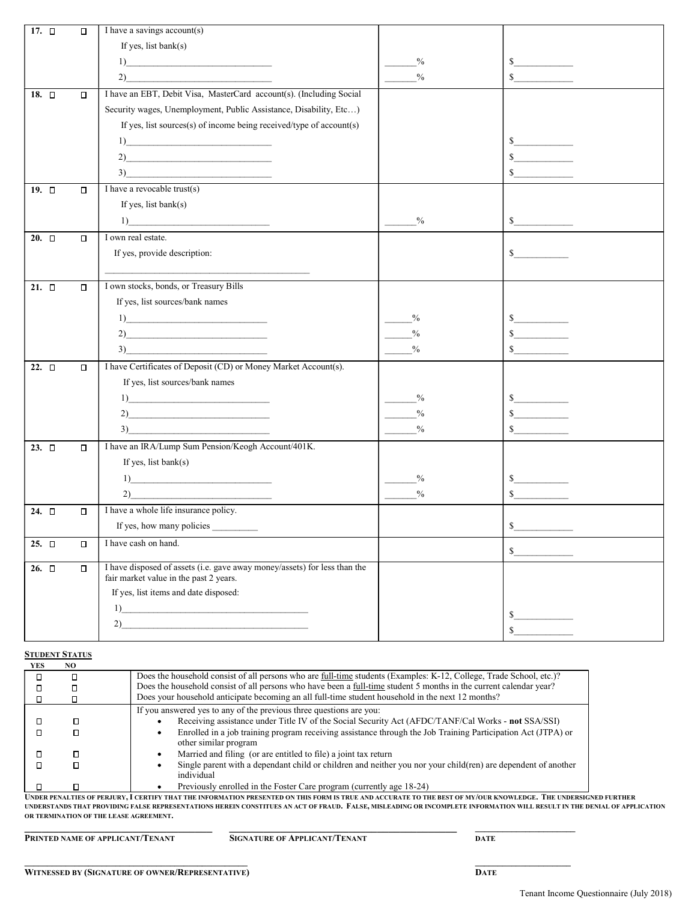| | | | | | |
|---|---|---|---|---|---|
| **17.** ☐ | ☐ | I have a savings account(s)<br>If yes, list bank(s)<br>1)_______________________________<br>2)_______________________________ | <br><br>______%<br>______% | <br><br>$____________<br>$____________ |
| **18.** ☐ | ☐ | I have an EBT, Debit Visa, MasterCard account(s). (Including Social Security wages, Unemployment, Public Assistance, Disability, Etc…)<br>If yes, list sources(s) of income being received/type of account(s)<br>1)_______________________________<br>2)_______________________________<br>3)_______________________________ | | <br><br><br>$____________<br>$____________<br>$____________ |
| **19.** ☐ | ☐ | I have a revocable trust(s)<br>If yes, list bank(s)<br>1)_______________________________ | <br><br>______% | <br><br>$____________ |
| **20.** ☐ | ☐ | I own real estate.<br>If yes, provide description:<br>_______________________________________ | | <br>$___________ |
| **21.** ☐ | ☐ | I own stocks, bonds, or Treasury Bills<br>If yes, list sources/bank names<br>1)_______________________________<br>2)_______________________________<br>3)_______________________________ | <br><br>_____%<br>_____%<br>_____% | <br><br>$___________<br>$___________<br>$___________ |
| **22.** ☐ | ☐ | I have Certificates of Deposit (CD) or Money Market Account(s).<br>If yes, list sources/bank names<br>1)_______________________________<br>2)_______________________________<br>3)_______________________________ | <br><br>______%<br>______%<br>______% | <br><br>$___________<br>$___________<br>$___________ |
| **23.** ☐ | ☐ | I have an IRA/Lump Sum Pension/Keogh Account/401K.<br>If yes, list bank(s)<br>1)_______________________________<br>2)_______________________________ | <br><br>______%<br>______% | <br><br>$___________<br>$___________ |
| **24.** ☐ | ☐ | I have a whole life insurance policy.<br>If yes, how many policies __________ | | <br>$____________ |
| **25.** ☐ | ☐ | I have cash on hand. | | $____________ |
| **26.** ☐ | ☐ | I have disposed of assets (i.e. gave away money/assets) for less than the fair market value in the past 2 years.<br>If yes, list items and date disposed:<br>1)_______________________________________<br>2)_______________________________________ | | <br><br><br>$____________<br>$____________ |

**STUDENT STATUS**

| YES | NO | |
|---|---|---|
| ☐ | ☐ | Does the household consist of all persons who are <u>full-time</u> students (Examples: K-12, College, Trade School, etc.)? |
| ☐ | ☐ | Does the household consist of all persons who have been a <u>full-time</u> student 5 months in the current calendar year? |
| ☐ | ☐ | Does your household anticipate becoming an all full-time student household in the next 12 months? |
| | | If you answered yes to any of the previous three questions are you: |
| ☐ | ☐ | • Receiving assistance under Title IV of the Social Security Act (AFDC/TANF/Cal Works - **not** SSA/SSI) |
| ☐ | ☐ | • Enrolled in a job training program receiving assistance through the Job Training Participation Act (JTPA) or other similar program |
| ☐ | ☐ | • Married and filing (or are entitled to file) a joint tax return |
| ☐ | ☐ | • Single parent with a dependant child or children and neither you nor your child(ren) are dependent of another individual |
| ☐ | ☐ | • Previously enrolled in the Foster Care program (currently age 18-24) |

**UNDER PENALTIES OF PERJURY, I CERTIFY THAT THE INFORMATION PRESENTED ON THIS FORM IS TRUE AND ACCURATE TO THE BEST OF MY/OUR KNOWLEDGE. THE UNDERSIGNED FURTHER UNDERSTANDS THAT PROVIDING FALSE REPRESENTATIONS HEREIN CONSTITUES AN ACT OF FRAUD. FALSE, MISLEADING OR INCOMPLETE INFORMATION WILL RESULT IN THE DENIAL OF APPLICATION OR TERMINATION OF THE LEASE AGREEMENT.**

______________________________ ______________________________ ______________________
**PRINTED NAME OF APPLICANT/TENANT** **SIGNATURE OF APPLICANT/TENANT** **DATE**

______________________________ ______________________
**WITNESSED BY (SIGNATURE OF OWNER/REPRESENTATIVE)** **DATE**

Tenant Income Questionnaire (July 2018)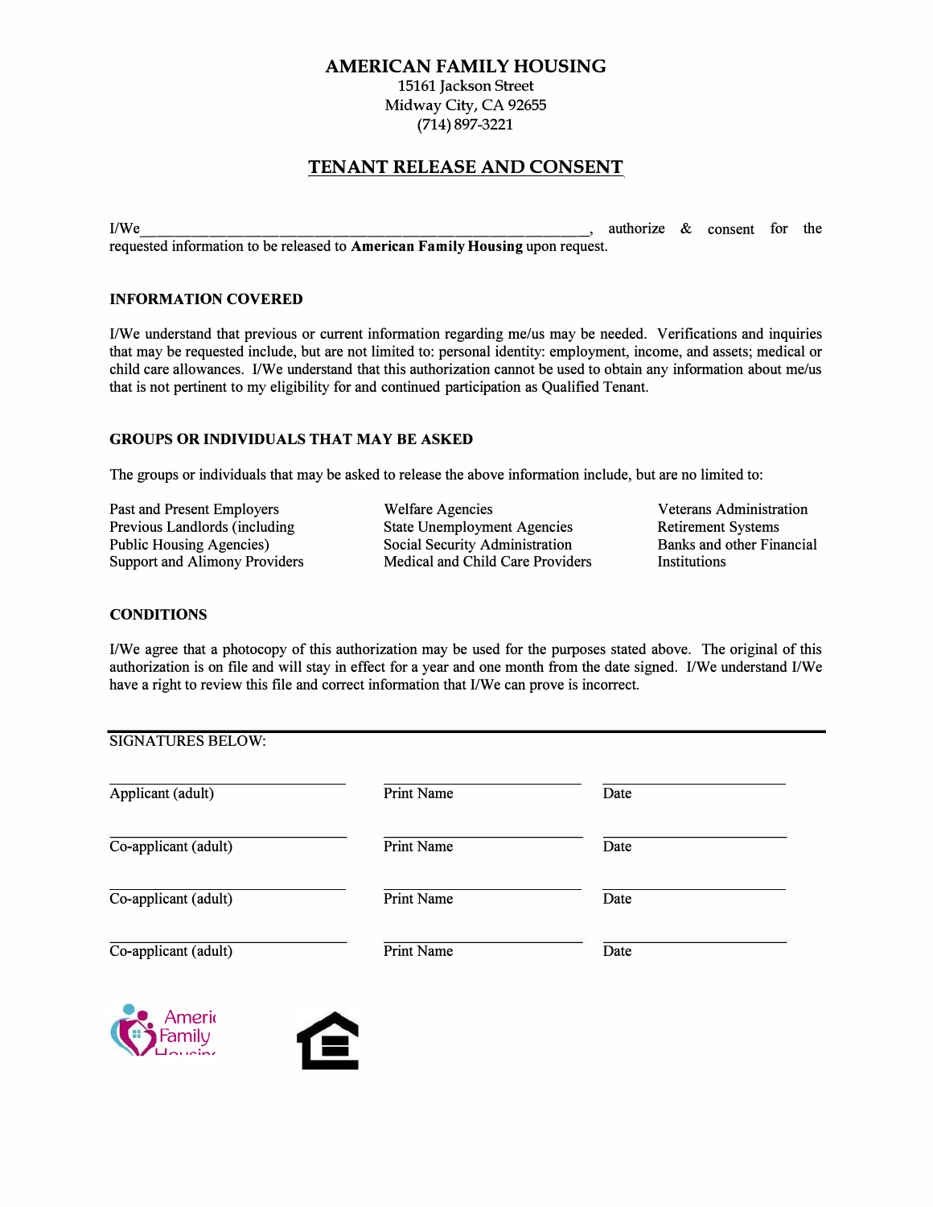# AMERICAN FAMILY HOUSING

15161 Jackson Street
Midway City, CA 92655
(714) 897-3221

## TENANT RELEASE AND CONSENT

I/We_______________________________________________________, authorize & consent for the requested information to be released to **American Family Housing** upon request.

### INFORMATION COVERED

I/We understand that previous or current information regarding me/us may be needed. Verifications and inquiries that may be requested include, but are not limited to: personal identity: employment, income, and assets; medical or child care allowances. I/We understand that this authorization cannot be used to obtain any information about me/us that is not pertinent to my eligibility for and continued participation as Qualified Tenant.

### GROUPS OR INDIVIDUALS THAT MAY BE ASKED

The groups or individuals that may be asked to release the above information include, but are no limited to:

- Past and Present Employers
- Previous Landlords (including Public Housing Agencies)
- Support and Alimony Providers
- Welfare Agencies
- State Unemployment Agencies
- Social Security Administration
- Medical and Child Care Providers
- Veterans Administration
- Retirement Systems
- Banks and other Financial Institutions

### CONDITIONS

I/We agree that a photocopy of this authorization may be used for the purposes stated above. The original of this authorization is on file and will stay in effect for a year and one month from the date signed. I/We understand I/We have a right to review this file and correct information that I/We can prove is incorrect.

SIGNATURES BELOW:

| | | |
|---|---|---|
| ______________________ | ______________________ | ______________________ |
| Applicant (adult) | Print Name | Date |
| ______________________ | ______________________ | ______________________ |
| Co-applicant (adult) | Print Name | Date |
| ______________________ | ______________________ | ______________________ |
| Co-applicant (adult) | Print Name | Date |
| ______________________ | ______________________ | ______________________ |
| Co-applicant (adult) | Print Name | Date |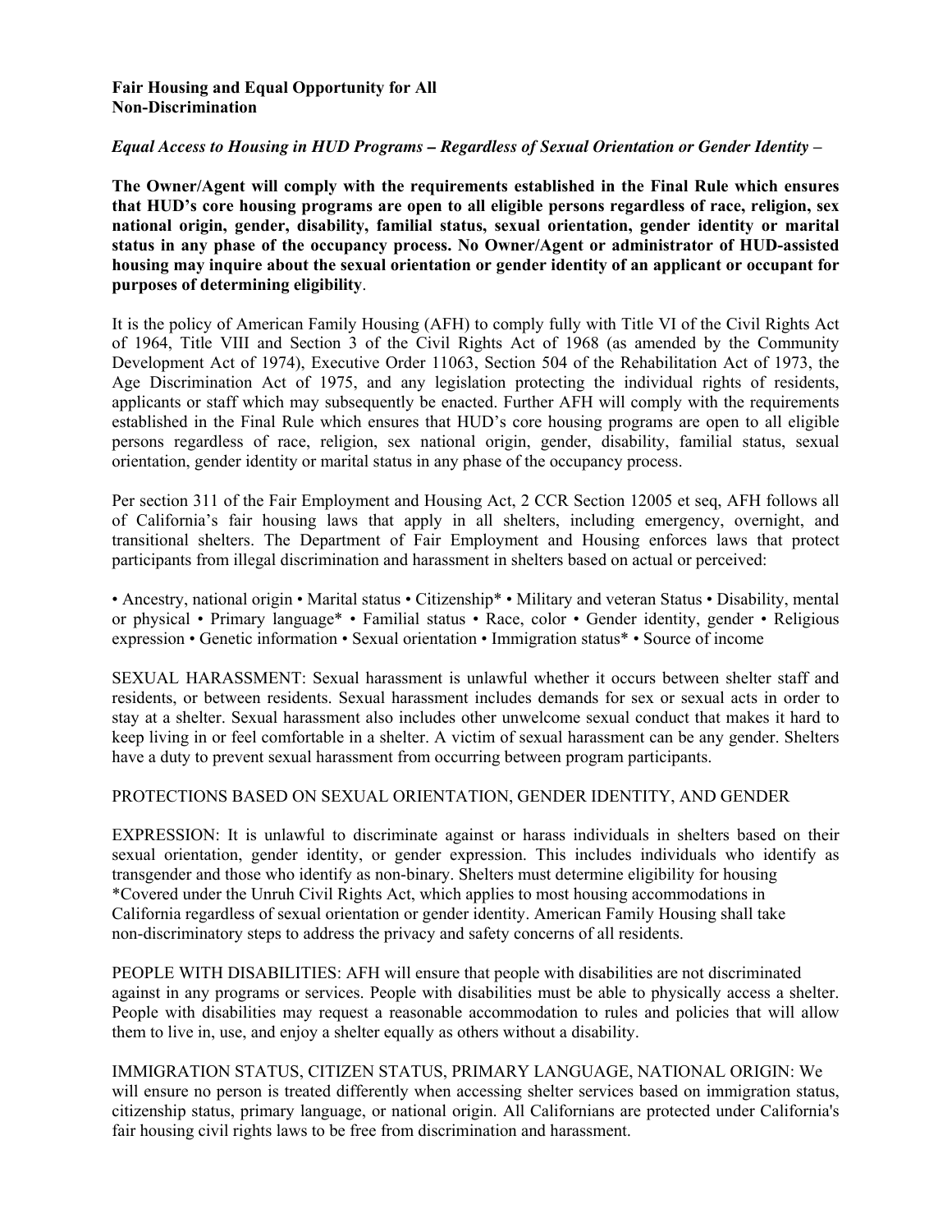**Fair Housing and Equal Opportunity for All**
**Non-Discrimination**

***Equal Access to Housing in HUD Programs – Regardless of Sexual Orientation or Gender Identity –***

**The Owner/Agent will comply with the requirements established in the Final Rule which ensures that HUD's core housing programs are open to all eligible persons regardless of race, religion, sex national origin, gender, disability, familial status, sexual orientation, gender identity or marital status in any phase of the occupancy process. No Owner/Agent or administrator of HUD-assisted housing may inquire about the sexual orientation or gender identity of an applicant or occupant for purposes of determining eligibility**.

It is the policy of American Family Housing (AFH) to comply fully with Title VI of the Civil Rights Act of 1964, Title VIII and Section 3 of the Civil Rights Act of 1968 (as amended by the Community Development Act of 1974), Executive Order 11063, Section 504 of the Rehabilitation Act of 1973, the Age Discrimination Act of 1975, and any legislation protecting the individual rights of residents, applicants or staff which may subsequently be enacted. Further AFH will comply with the requirements established in the Final Rule which ensures that HUD's core housing programs are open to all eligible persons regardless of race, religion, sex national origin, gender, disability, familial status, sexual orientation, gender identity or marital status in any phase of the occupancy process.

Per section 311 of the Fair Employment and Housing Act, 2 CCR Section 12005 et seq, AFH follows all of California's fair housing laws that apply in all shelters, including emergency, overnight, and transitional shelters. The Department of Fair Employment and Housing enforces laws that protect participants from illegal discrimination and harassment in shelters based on actual or perceived:

• Ancestry, national origin • Marital status • Citizenship* • Military and veteran Status • Disability, mental or physical • Primary language* • Familial status • Race, color • Gender identity, gender • Religious expression • Genetic information • Sexual orientation • Immigration status* • Source of income

SEXUAL HARASSMENT: Sexual harassment is unlawful whether it occurs between shelter staff and residents, or between residents. Sexual harassment includes demands for sex or sexual acts in order to stay at a shelter. Sexual harassment also includes other unwelcome sexual conduct that makes it hard to keep living in or feel comfortable in a shelter. A victim of sexual harassment can be any gender. Shelters have a duty to prevent sexual harassment from occurring between program participants.

PROTECTIONS BASED ON SEXUAL ORIENTATION, GENDER IDENTITY, AND GENDER

EXPRESSION: It is unlawful to discriminate against or harass individuals in shelters based on their sexual orientation, gender identity, or gender expression. This includes individuals who identify as transgender and those who identify as non-binary. Shelters must determine eligibility for housing
*Covered under the Unruh Civil Rights Act, which applies to most housing accommodations in California regardless of sexual orientation or gender identity. American Family Housing shall take non-discriminatory steps to address the privacy and safety concerns of all residents.

PEOPLE WITH DISABILITIES: AFH will ensure that people with disabilities are not discriminated against in any programs or services. People with disabilities must be able to physically access a shelter. People with disabilities may request a reasonable accommodation to rules and policies that will allow them to live in, use, and enjoy a shelter equally as others without a disability.

IMMIGRATION STATUS, CITIZEN STATUS, PRIMARY LANGUAGE, NATIONAL ORIGIN: We will ensure no person is treated differently when accessing shelter services based on immigration status, citizenship status, primary language, or national origin. All Californians are protected under California's fair housing civil rights laws to be free from discrimination and harassment.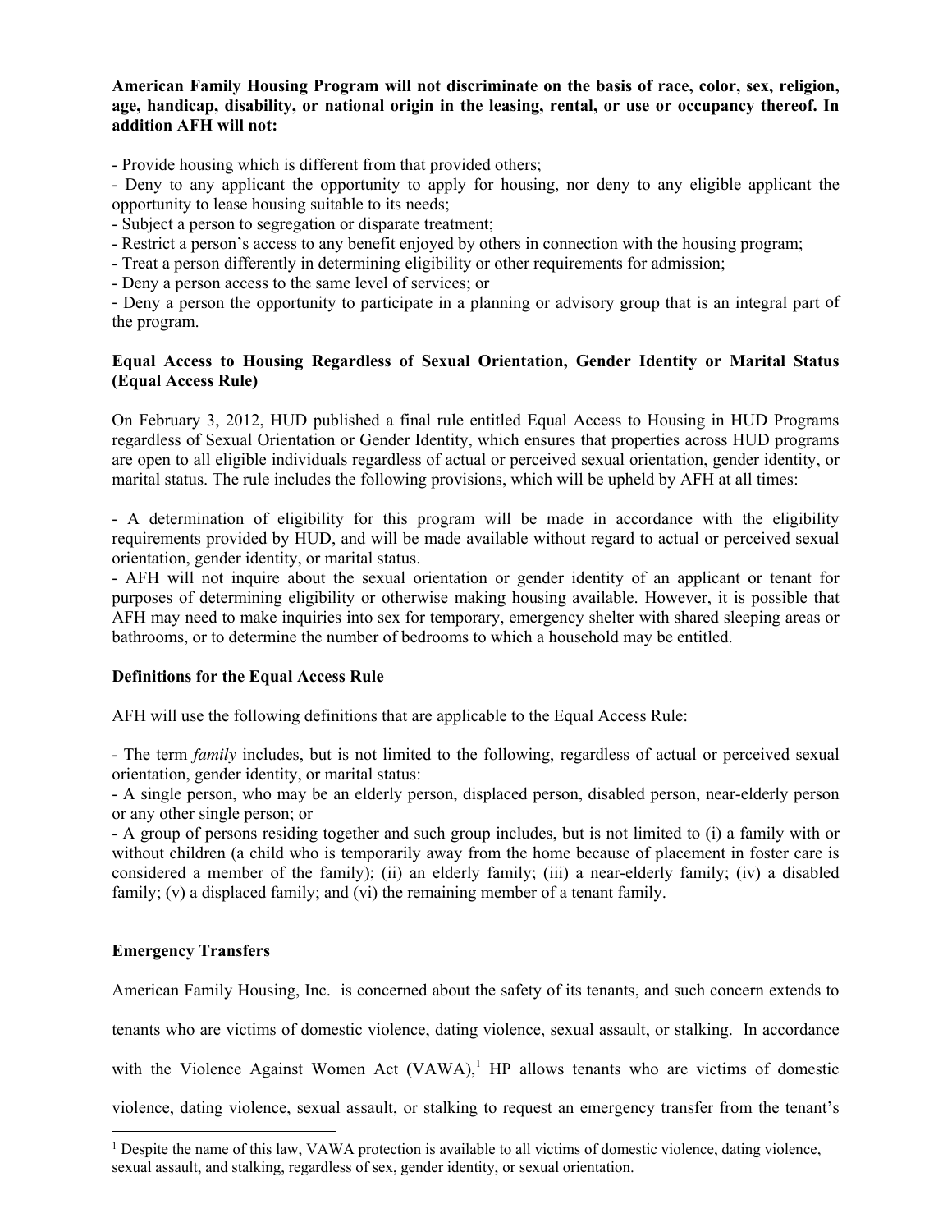**American Family Housing Program will not discriminate on the basis of race, color, sex, religion, age, handicap, disability, or national origin in the leasing, rental, or use or occupancy thereof. In addition AFH will not:**

- Provide housing which is different from that provided others;
- Deny to any applicant the opportunity to apply for housing, nor deny to any eligible applicant the opportunity to lease housing suitable to its needs;
- Subject a person to segregation or disparate treatment;
- Restrict a person's access to any benefit enjoyed by others in connection with the housing program;
- Treat a person differently in determining eligibility or other requirements for admission;
- Deny a person access to the same level of services; or
- Deny a person the opportunity to participate in a planning or advisory group that is an integral part of the program.

**Equal Access to Housing Regardless of Sexual Orientation, Gender Identity or Marital Status (Equal Access Rule)**

On February 3, 2012, HUD published a final rule entitled Equal Access to Housing in HUD Programs regardless of Sexual Orientation or Gender Identity, which ensures that properties across HUD programs are open to all eligible individuals regardless of actual or perceived sexual orientation, gender identity, or marital status. The rule includes the following provisions, which will be upheld by AFH at all times:

- A determination of eligibility for this program will be made in accordance with the eligibility requirements provided by HUD, and will be made available without regard to actual or perceived sexual orientation, gender identity, or marital status.
- AFH will not inquire about the sexual orientation or gender identity of an applicant or tenant for purposes of determining eligibility or otherwise making housing available. However, it is possible that AFH may need to make inquiries into sex for temporary, emergency shelter with shared sleeping areas or bathrooms, or to determine the number of bedrooms to which a household may be entitled.

**Definitions for the Equal Access Rule**

AFH will use the following definitions that are applicable to the Equal Access Rule:

- The term *family* includes, but is not limited to the following, regardless of actual or perceived sexual orientation, gender identity, or marital status:
- A single person, who may be an elderly person, displaced person, disabled person, near-elderly person or any other single person; or
- A group of persons residing together and such group includes, but is not limited to (i) a family with or without children (a child who is temporarily away from the home because of placement in foster care is considered a member of the family); (ii) an elderly family; (iii) a near-elderly family; (iv) a disabled family; (v) a displaced family; and (vi) the remaining member of a tenant family.

**Emergency Transfers**

American Family Housing, Inc. is concerned about the safety of its tenants, and such concern extends to tenants who are victims of domestic violence, dating violence, sexual assault, or stalking. In accordance with the Violence Against Women Act (VAWA),[1] HP allows tenants who are victims of domestic violence, dating violence, sexual assault, or stalking to request an emergency transfer from the tenant's

[1] Despite the name of this law, VAWA protection is available to all victims of domestic violence, dating violence, sexual assault, and stalking, regardless of sex, gender identity, or sexual orientation.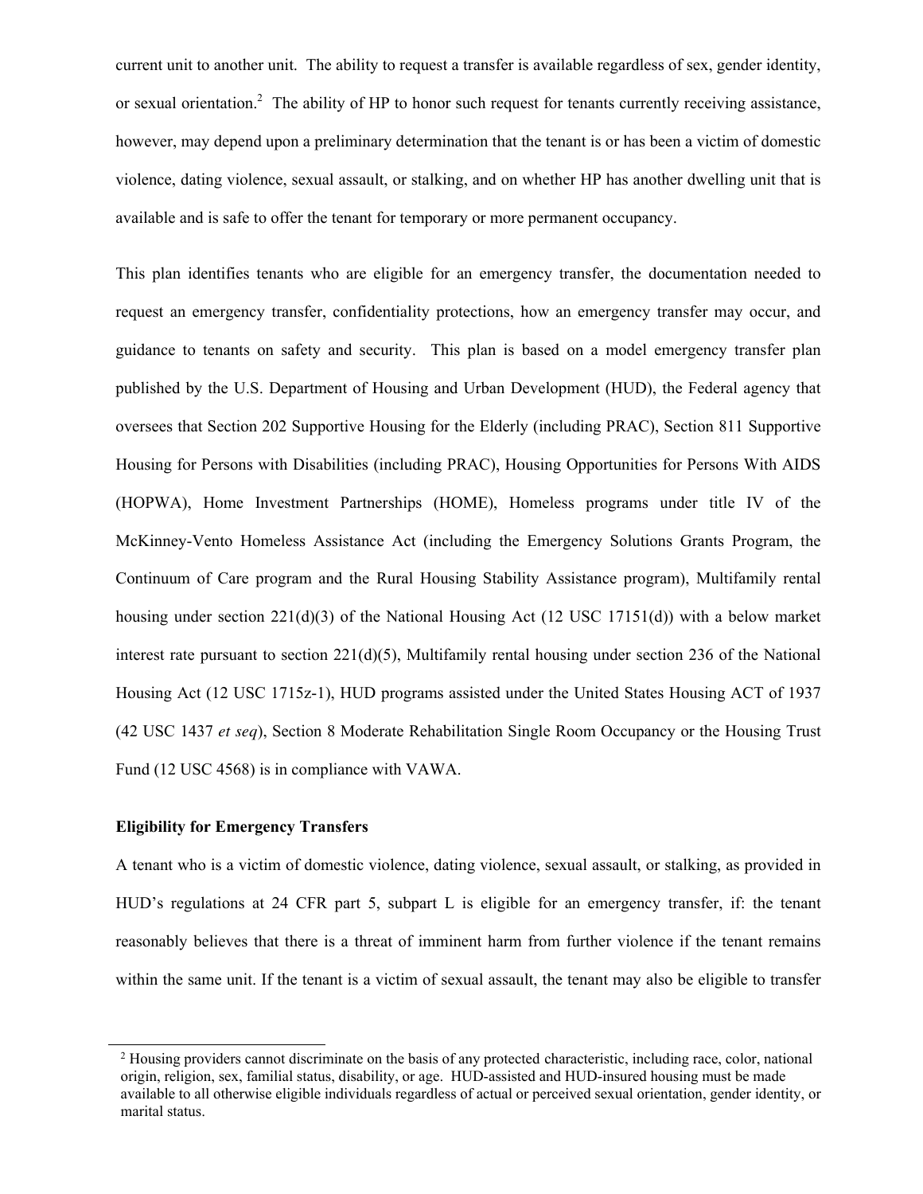current unit to another unit. The ability to request a transfer is available regardless of sex, gender identity, or sexual orientation.[2] The ability of HP to honor such request for tenants currently receiving assistance, however, may depend upon a preliminary determination that the tenant is or has been a victim of domestic violence, dating violence, sexual assault, or stalking, and on whether HP has another dwelling unit that is available and is safe to offer the tenant for temporary or more permanent occupancy.

This plan identifies tenants who are eligible for an emergency transfer, the documentation needed to request an emergency transfer, confidentiality protections, how an emergency transfer may occur, and guidance to tenants on safety and security. This plan is based on a model emergency transfer plan published by the U.S. Department of Housing and Urban Development (HUD), the Federal agency that oversees that Section 202 Supportive Housing for the Elderly (including PRAC), Section 811 Supportive Housing for Persons with Disabilities (including PRAC), Housing Opportunities for Persons With AIDS (HOPWA), Home Investment Partnerships (HOME), Homeless programs under title IV of the McKinney-Vento Homeless Assistance Act (including the Emergency Solutions Grants Program, the Continuum of Care program and the Rural Housing Stability Assistance program), Multifamily rental housing under section 221(d)(3) of the National Housing Act (12 USC 17151(d)) with a below market interest rate pursuant to section 221(d)(5), Multifamily rental housing under section 236 of the National Housing Act (12 USC 1715z-1), HUD programs assisted under the United States Housing ACT of 1937 (42 USC 1437 *et seq*), Section 8 Moderate Rehabilitation Single Room Occupancy or the Housing Trust Fund (12 USC 4568) is in compliance with VAWA.

**Eligibility for Emergency Transfers**

A tenant who is a victim of domestic violence, dating violence, sexual assault, or stalking, as provided in HUD's regulations at 24 CFR part 5, subpart L is eligible for an emergency transfer, if: the tenant reasonably believes that there is a threat of imminent harm from further violence if the tenant remains within the same unit. If the tenant is a victim of sexual assault, the tenant may also be eligible to transfer

---

[2] Housing providers cannot discriminate on the basis of any protected characteristic, including race, color, national origin, religion, sex, familial status, disability, or age. HUD-assisted and HUD-insured housing must be made available to all otherwise eligible individuals regardless of actual or perceived sexual orientation, gender identity, or marital status.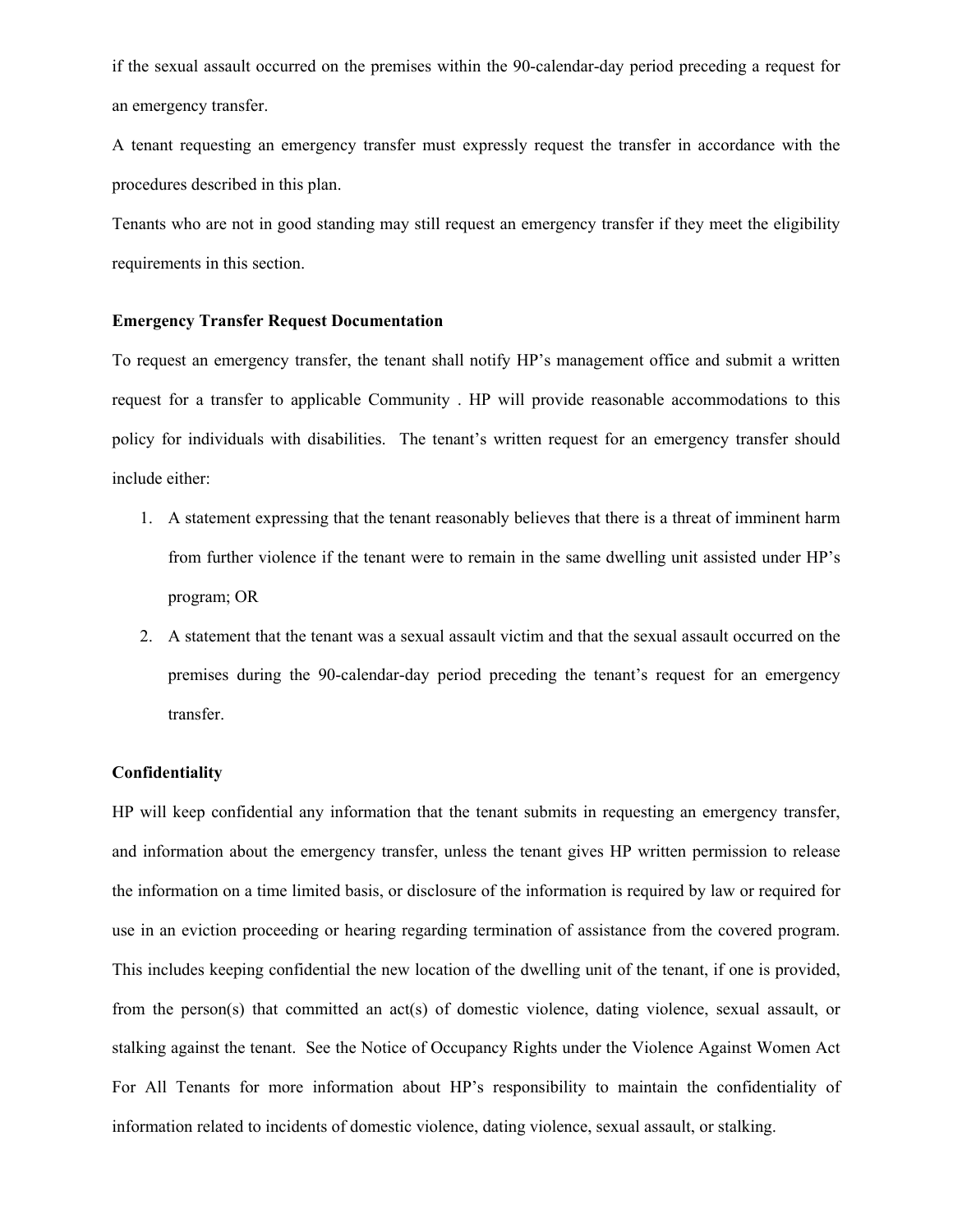if the sexual assault occurred on the premises within the 90-calendar-day period preceding a request for an emergency transfer.

A tenant requesting an emergency transfer must expressly request the transfer in accordance with the procedures described in this plan.

Tenants who are not in good standing may still request an emergency transfer if they meet the eligibility requirements in this section.

**Emergency Transfer Request Documentation**

To request an emergency transfer, the tenant shall notify HP's management office and submit a written request for a transfer to applicable Community . HP will provide reasonable accommodations to this policy for individuals with disabilities. The tenant's written request for an emergency transfer should include either:

1. A statement expressing that the tenant reasonably believes that there is a threat of imminent harm from further violence if the tenant were to remain in the same dwelling unit assisted under HP's program; OR
2. A statement that the tenant was a sexual assault victim and that the sexual assault occurred on the premises during the 90-calendar-day period preceding the tenant's request for an emergency transfer.

**Confidentiality**

HP will keep confidential any information that the tenant submits in requesting an emergency transfer, and information about the emergency transfer, unless the tenant gives HP written permission to release the information on a time limited basis, or disclosure of the information is required by law or required for use in an eviction proceeding or hearing regarding termination of assistance from the covered program. This includes keeping confidential the new location of the dwelling unit of the tenant, if one is provided, from the person(s) that committed an act(s) of domestic violence, dating violence, sexual assault, or stalking against the tenant. See the Notice of Occupancy Rights under the Violence Against Women Act For All Tenants for more information about HP's responsibility to maintain the confidentiality of information related to incidents of domestic violence, dating violence, sexual assault, or stalking.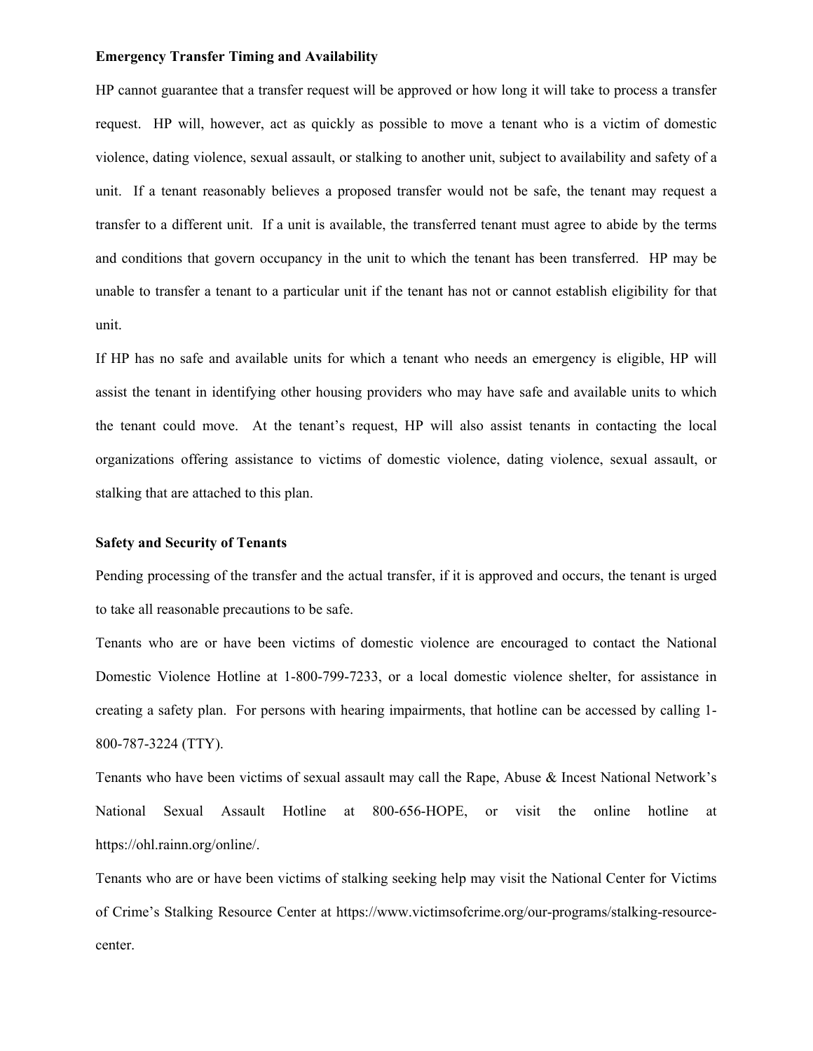**Emergency Transfer Timing and Availability**

HP cannot guarantee that a transfer request will be approved or how long it will take to process a transfer request. HP will, however, act as quickly as possible to move a tenant who is a victim of domestic violence, dating violence, sexual assault, or stalking to another unit, subject to availability and safety of a unit. If a tenant reasonably believes a proposed transfer would not be safe, the tenant may request a transfer to a different unit. If a unit is available, the transferred tenant must agree to abide by the terms and conditions that govern occupancy in the unit to which the tenant has been transferred. HP may be unable to transfer a tenant to a particular unit if the tenant has not or cannot establish eligibility for that unit.

If HP has no safe and available units for which a tenant who needs an emergency is eligible, HP will assist the tenant in identifying other housing providers who may have safe and available units to which the tenant could move. At the tenant's request, HP will also assist tenants in contacting the local organizations offering assistance to victims of domestic violence, dating violence, sexual assault, or stalking that are attached to this plan.

**Safety and Security of Tenants**

Pending processing of the transfer and the actual transfer, if it is approved and occurs, the tenant is urged to take all reasonable precautions to be safe.

Tenants who are or have been victims of domestic violence are encouraged to contact the National Domestic Violence Hotline at 1-800-799-7233, or a local domestic violence shelter, for assistance in creating a safety plan. For persons with hearing impairments, that hotline can be accessed by calling 1-800-787-3224 (TTY).

Tenants who have been victims of sexual assault may call the Rape, Abuse & Incest National Network's National Sexual Assault Hotline at 800-656-HOPE, or visit the online hotline at https://ohl.rainn.org/online/.

Tenants who are or have been victims of stalking seeking help may visit the National Center for Victims of Crime's Stalking Resource Center at https://www.victimsofcrime.org/our-programs/stalking-resource-center.